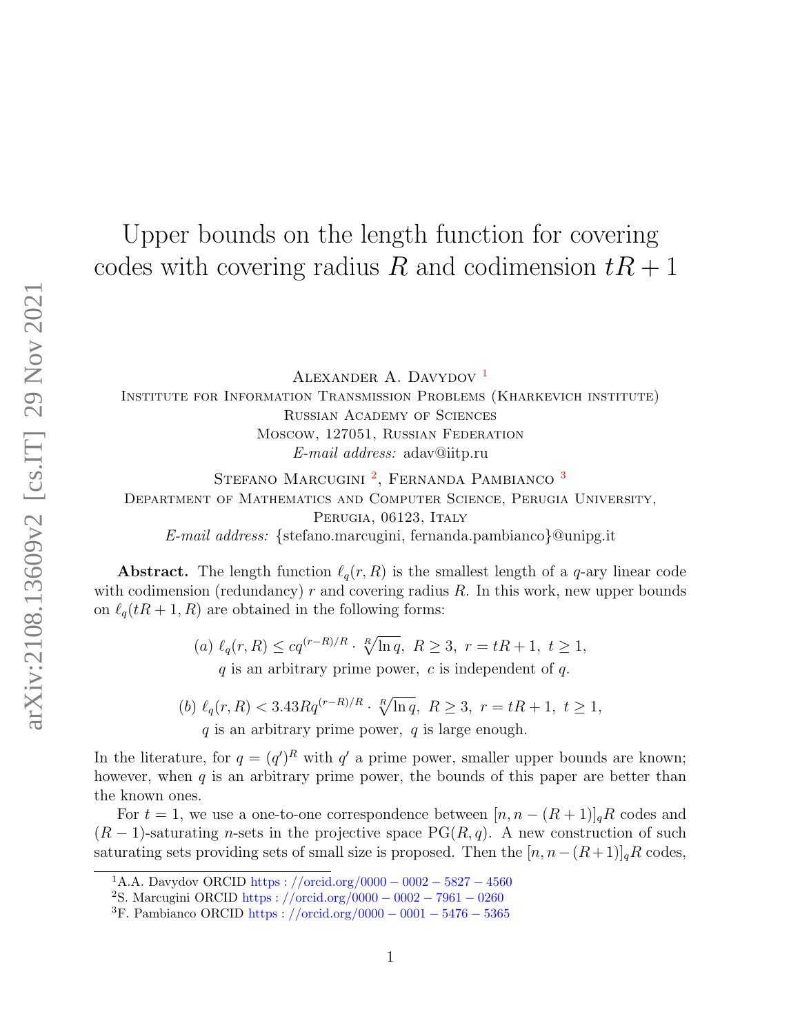# Upper bounds on the length function for covering codes with covering radius $R$ and codimension $tR + 1$

Alexander A. Davydov [1]
Institute for Information Transmission Problems (Kharkevich institute)
Russian Academy of Sciences
Moscow, 127051, Russian Federation
*E-mail address:* adav@iitp.ru

Stefano Marcugini [2], Fernanda Pambianco [3]
Department of Mathematics and Computer Science, Perugia University,
Perugia, 06123, Italy
*E-mail address:* {stefano.marcugini, fernanda.pambianco}@unipg.it

**Abstract.** The length function $\ell_q(r, R)$ is the smallest length of a $q$-ary linear code with codimension (redundancy) $r$ and covering radius $R$. In this work, new upper bounds on $\ell_q(tR + 1, R)$ are obtained in the following forms:

$$(a)\ \ell_q(r, R) \le cq^{(r-R)/R} \cdot \sqrt[R]{\ln q},\ R \ge 3,\ r = tR + 1,\ t \ge 1,$$
$$q \text{ is an arbitrary prime power},\ c \text{ is independent of } q.$$

$$(b)\ \ell_q(r, R) < 3.43Rq^{(r-R)/R} \cdot \sqrt[R]{\ln q},\ R \ge 3,\ r = tR + 1,\ t \ge 1,$$
$$q \text{ is an arbitrary prime power},\ q \text{ is large enough}.$$

In the literature, for $q = (q')^R$ with $q'$ a prime power, smaller upper bounds are known; however, when $q$ is an arbitrary prime power, the bounds of this paper are better than the known ones.

For $t = 1$, we use a one-to-one correspondence between $[n, n - (R + 1)]_q R$ codes and $(R - 1)$-saturating $n$-sets in the projective space $\mathrm{PG}(R, q)$. A new construction of such saturating sets providing sets of small size is proposed. Then the $[n, n-(R+1)]_q R$ codes,

[1] A.A. Davydov ORCID https://orcid.org/0000-0002-5827-4560

[2] S. Marcugini ORCID https://orcid.org/0000-0002-7961-0260

[3] F. Pambianco ORCID https://orcid.org/0000-0001-5476-5365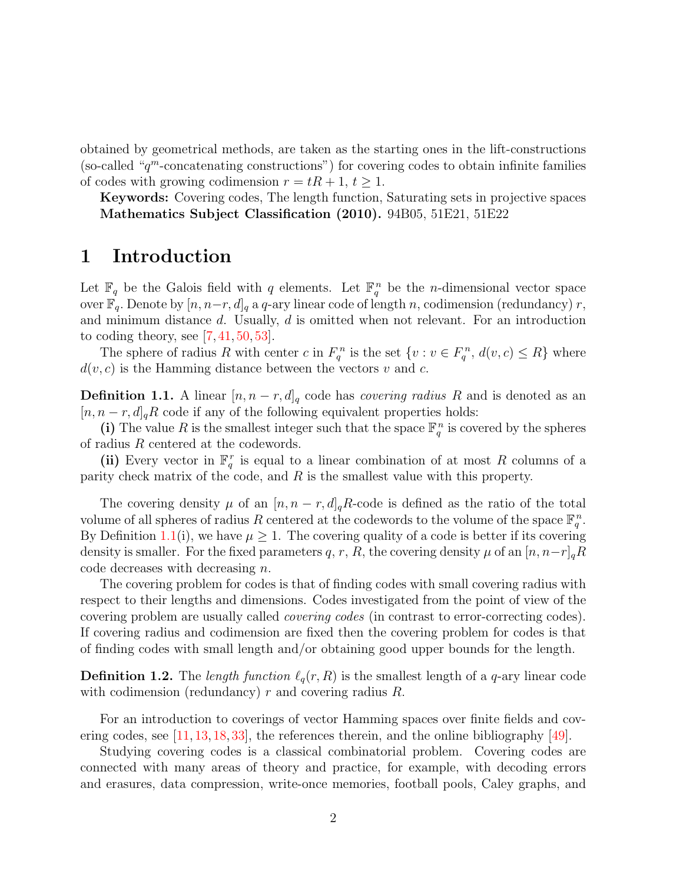obtained by geometrical methods, are taken as the starting ones in the lift-constructions (so-called "$q^m$-concatenating constructions") for covering codes to obtain infinite families of codes with growing codimension $r = tR + 1$, $t \geq 1$.

**Keywords:** Covering codes, The length function, Saturating sets in projective spaces

**Mathematics Subject Classification (2010).** 94B05, 51E21, 51E22

# 1 Introduction

Let $\mathbb{F}_q$ be the Galois field with $q$ elements. Let $\mathbb{F}_q^n$ be the $n$-dimensional vector space over $\mathbb{F}_q$. Denote by $[n, n-r, d]_q$ a $q$-ary linear code of length $n$, codimension (redundancy) $r$, and minimum distance $d$. Usually, $d$ is omitted when not relevant. For an introduction to coding theory, see [7, 41, 50, 53].

The sphere of radius $R$ with center $c$ in $F_q^n$ is the set $\{v : v \in F_q^n,\ d(v, c) \leq R\}$ where $d(v, c)$ is the Hamming distance between the vectors $v$ and $c$.

**Definition 1.1.** A linear $[n, n-r, d]_q$ code has *covering radius* $R$ and is denoted as an $[n, n-r, d]_q R$ code if any of the following equivalent properties holds:

**(i)** The value $R$ is the smallest integer such that the space $\mathbb{F}_q^n$ is covered by the spheres of radius $R$ centered at the codewords.

**(ii)** Every vector in $\mathbb{F}_q^r$ is equal to a linear combination of at most $R$ columns of a parity check matrix of the code, and $R$ is the smallest value with this property.

The covering density $\mu$ of an $[n, n-r, d]_q R$-code is defined as the ratio of the total volume of all spheres of radius $R$ centered at the codewords to the volume of the space $\mathbb{F}_q^n$. By Definition 1.1(i), we have $\mu \geq 1$. The covering quality of a code is better if its covering density is smaller. For the fixed parameters $q$, $r$, $R$, the covering density $\mu$ of an $[n, n-r]_q R$ code decreases with decreasing $n$.

The covering problem for codes is that of finding codes with small covering radius with respect to their lengths and dimensions. Codes investigated from the point of view of the covering problem are usually called *covering codes* (in contrast to error-correcting codes). If covering radius and codimension are fixed then the covering problem for codes is that of finding codes with small length and/or obtaining good upper bounds for the length.

**Definition 1.2.** The *length function* $\ell_q(r, R)$ is the smallest length of a $q$-ary linear code with codimension (redundancy) $r$ and covering radius $R$.

For an introduction to coverings of vector Hamming spaces over finite fields and covering codes, see [11, 13, 18, 33], the references therein, and the online bibliography [49].

Studying covering codes is a classical combinatorial problem. Covering codes are connected with many areas of theory and practice, for example, with decoding errors and erasures, data compression, write-once memories, football pools, Caley graphs, and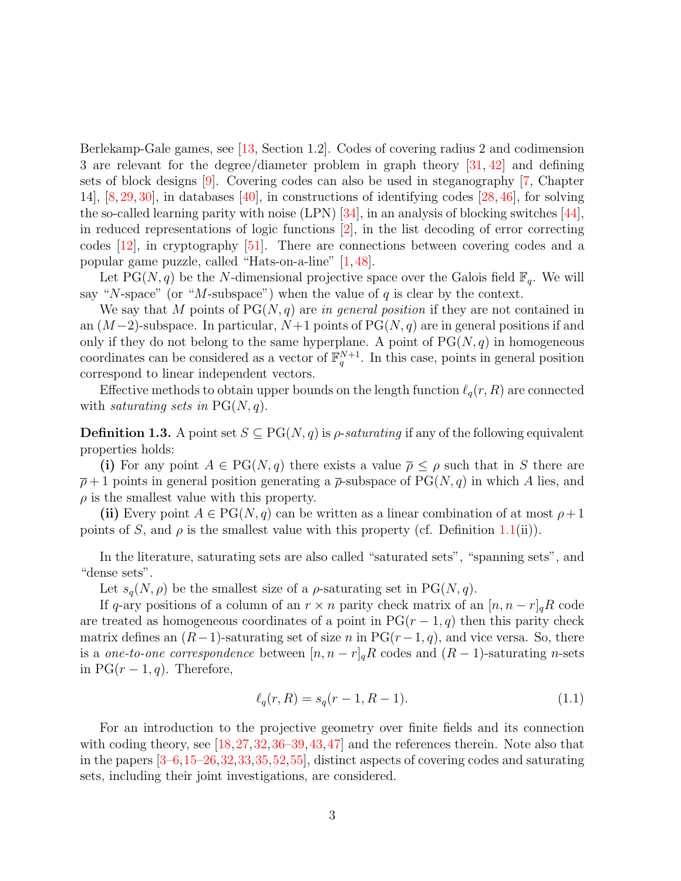Berlekamp-Gale games, see [13, Section 1.2]. Codes of covering radius 2 and codimension 3 are relevant for the degree/diameter problem in graph theory [31, 42] and defining sets of block designs [9]. Covering codes can also be used in steganography [7, Chapter 14], [8, 29, 30], in databases [40], in constructions of identifying codes [28, 46], for solving the so-called learning parity with noise (LPN) [34], in an analysis of blocking switches [44], in reduced representations of logic functions [2], in the list decoding of error correcting codes [12], in cryptography [51]. There are connections between covering codes and a popular game puzzle, called "Hats-on-a-line" [1, 48].

Let $\mathrm{PG}(N, q)$ be the $N$-dimensional projective space over the Galois field $\mathbb{F}_q$. We will say "$N$-space" (or "$M$-subspace") when the value of $q$ is clear by the context.

We say that $M$ points of $\mathrm{PG}(N, q)$ are *in general position* if they are not contained in an $(M-2)$-subspace. In particular, $N+1$ points of $\mathrm{PG}(N, q)$ are in general positions if and only if they do not belong to the same hyperplane. A point of $\mathrm{PG}(N, q)$ in homogeneous coordinates can be considered as a vector of $\mathbb{F}_q^{N+1}$. In this case, points in general position correspond to linear independent vectors.

Effective methods to obtain upper bounds on the length function $\ell_q(r, R)$ are connected with *saturating sets in* $\mathrm{PG}(N, q)$.

**Definition 1.3.** A point set $S \subseteq \mathrm{PG}(N, q)$ is *$\rho$-saturating* if any of the following equivalent properties holds:

**(i)** For any point $A \in \mathrm{PG}(N, q)$ there exists a value $\overline{\rho} \leq \rho$ such that in $S$ there are $\overline{\rho}+1$ points in general position generating a $\overline{\rho}$-subspace of $\mathrm{PG}(N, q)$ in which $A$ lies, and $\rho$ is the smallest value with this property.

**(ii)** Every point $A \in \mathrm{PG}(N, q)$ can be written as a linear combination of at most $\rho+1$ points of $S$, and $\rho$ is the smallest value with this property (cf. Definition 1.1(ii)).

In the literature, saturating sets are also called "saturated sets", "spanning sets", and "dense sets".

Let $s_q(N, \rho)$ be the smallest size of a $\rho$-saturating set in $\mathrm{PG}(N, q)$.

If $q$-ary positions of a column of an $r \times n$ parity check matrix of an $[n, n-r]_q R$ code are treated as homogeneous coordinates of a point in $\mathrm{PG}(r-1, q)$ then this parity check matrix defines an $(R-1)$-saturating set of size $n$ in $\mathrm{PG}(r-1, q)$, and vice versa. So, there is a *one-to-one correspondence* between $[n, n-r]_q R$ codes and $(R-1)$-saturating $n$-sets in $\mathrm{PG}(r-1, q)$. Therefore,

$$\ell_q(r, R) = s_q(r-1, R-1). \tag{1.1}$$

For an introduction to the projective geometry over finite fields and its connection with coding theory, see [18, 27, 32, 36–39, 43, 47] and the references therein. Note also that in the papers [3–6, 15–26, 32, 33, 35, 52, 55], distinct aspects of covering codes and saturating sets, including their joint investigations, are considered.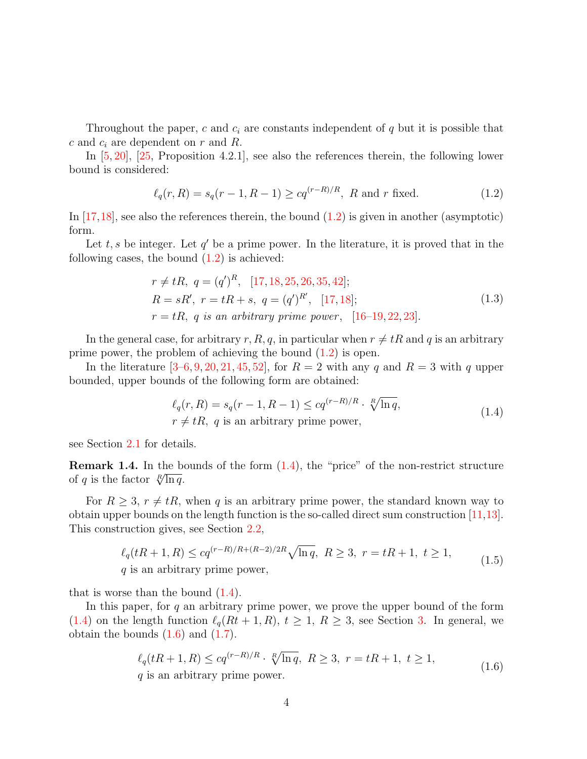Throughout the paper, $c$ and $c_i$ are constants independent of $q$ but it is possible that $c$ and $c_i$ are dependent on $r$ and $R$.

In [5, 20], [25, Proposition 4.2.1], see also the references therein, the following lower bound is considered:

$$\ell_q(r, R) = s_q(r-1, R-1) \geq c q^{(r-R)/R}, \ R \text{ and } r \text{ fixed}. \tag{1.2}$$

In [17,18], see also the references therein, the bound (1.2) is given in another (asymptotic) form.

Let $t, s$ be integer. Let $q'$ be a prime power. In the literature, it is proved that in the following cases, the bound (1.2) is achieved:

$$\begin{aligned}
&r \neq tR, \ q = (q')^R, \quad [17,18,25,26,35,42];\\
&R = sR', \ r = tR + s, \ q = (q')^{R'}, \quad [17,18];\\
&r = tR, \ q \textit{ is an arbitrary prime power}, \quad [16\text{–}19,22,23].
\end{aligned} \tag{1.3}$$

In the general case, for arbitrary $r, R, q$, in particular when $r \neq tR$ and $q$ is an arbitrary prime power, the problem of achieving the bound (1.2) is open.

In the literature [3–6, 9, 20, 21, 45, 52], for $R = 2$ with any $q$ and $R = 3$ with $q$ upper bounded, upper bounds of the following form are obtained:

$$\begin{aligned}
&\ell_q(r, R) = s_q(r-1, R-1) \leq c q^{(r-R)/R} \cdot \sqrt[R]{\ln q},\\
&r \neq tR, \ q \text{ is an arbitrary prime power},
\end{aligned} \tag{1.4}$$

see Section 2.1 for details.

**Remark 1.4.** In the bounds of the form (1.4), the "price" of the non-restrict structure of $q$ is the factor $\sqrt[R]{\ln q}$.

For $R \geq 3$, $r \neq tR$, when $q$ is an arbitrary prime power, the standard known way to obtain upper bounds on the length function is the so-called direct sum construction [11,13]. This construction gives, see Section 2.2,

$$\begin{aligned}
&\ell_q(tR+1, R) \leq c q^{(r-R)/R + (R-2)/2R} \sqrt{\ln q}, \ R \geq 3, \ r = tR+1, \ t \geq 1,\\
&q \text{ is an arbitrary prime power},
\end{aligned} \tag{1.5}$$

that is worse than the bound (1.4).

In this paper, for $q$ an arbitrary prime power, we prove the upper bound of the form (1.4) on the length function $\ell_q(Rt+1, R)$, $t \geq 1$, $R \geq 3$, see Section 3. In general, we obtain the bounds (1.6) and (1.7).

$$\begin{aligned}
&\ell_q(tR+1, R) \leq c q^{(r-R)/R} \cdot \sqrt[R]{\ln q}, \ R \geq 3, \ r = tR+1, \ t \geq 1,\\
&q \text{ is an arbitrary prime power}.
\end{aligned} \tag{1.6}$$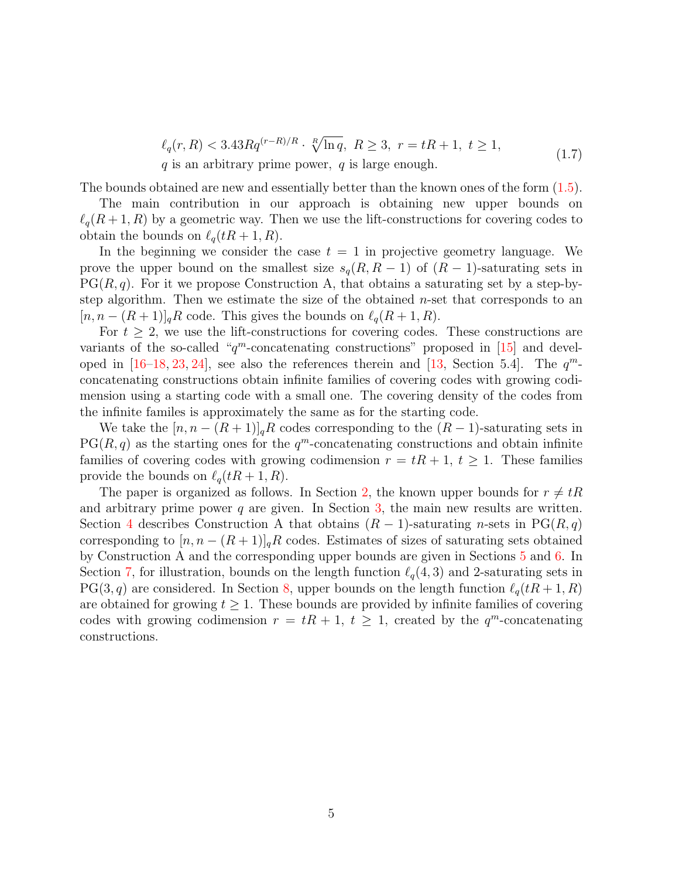$$
\begin{aligned}
&\ell_q(r,R) < 3.43Rq^{(r-R)/R} \cdot \sqrt[R]{\ln q},\ R \geq 3,\ r = tR+1,\ t \geq 1, \\
&q \text{ is an arbitrary prime power},\ q \text{ is large enough.}
\end{aligned} \tag{1.7}
$$

The bounds obtained are new and essentially better than the known ones of the form (1.5).

The main contribution in our approach is obtaining new upper bounds on $\ell_q(R+1,R)$ by a geometric way. Then we use the lift-constructions for covering codes to obtain the bounds on $\ell_q(tR+1,R)$.

In the beginning we consider the case $t=1$ in projective geometry language. We prove the upper bound on the smallest size $s_q(R,R-1)$ of $(R-1)$-saturating sets in $\mathrm{PG}(R,q)$. For it we propose Construction A, that obtains a saturating set by a step-by-step algorithm. Then we estimate the size of the obtained $n$-set that corresponds to an $[n,n-(R+1)]_qR$ code. This gives the bounds on $\ell_q(R+1,R)$.

For $t \geq 2$, we use the lift-constructions for covering codes. These constructions are variants of the so-called "$q^m$-concatenating constructions" proposed in [15] and developed in [16–18, 23, 24], see also the references therein and [13, Section 5.4]. The $q^m$-concatenating constructions obtain infinite families of covering codes with growing codimension using a starting code with a small one. The covering density of the codes from the infinite familes is approximately the same as for the starting code.

We take the $[n,n-(R+1)]_qR$ codes corresponding to the $(R-1)$-saturating sets in $\mathrm{PG}(R,q)$ as the starting ones for the $q^m$-concatenating constructions and obtain infinite families of covering codes with growing codimension $r = tR+1$, $t \geq 1$. These families provide the bounds on $\ell_q(tR+1,R)$.

The paper is organized as follows. In Section 2, the known upper bounds for $r \neq tR$ and arbitrary prime power $q$ are given. In Section 3, the main new results are written. Section 4 describes Construction A that obtains $(R-1)$-saturating $n$-sets in $\mathrm{PG}(R,q)$ corresponding to $[n,n-(R+1)]_qR$ codes. Estimates of sizes of saturating sets obtained by Construction A and the corresponding upper bounds are given in Sections 5 and 6. In Section 7, for illustration, bounds on the length function $\ell_q(4,3)$ and 2-saturating sets in $\mathrm{PG}(3,q)$ are considered. In Section 8, upper bounds on the length function $\ell_q(tR+1,R)$ are obtained for growing $t \geq 1$. These bounds are provided by infinite families of covering codes with growing codimension $r = tR+1$, $t \geq 1$, created by the $q^m$-concatenating constructions.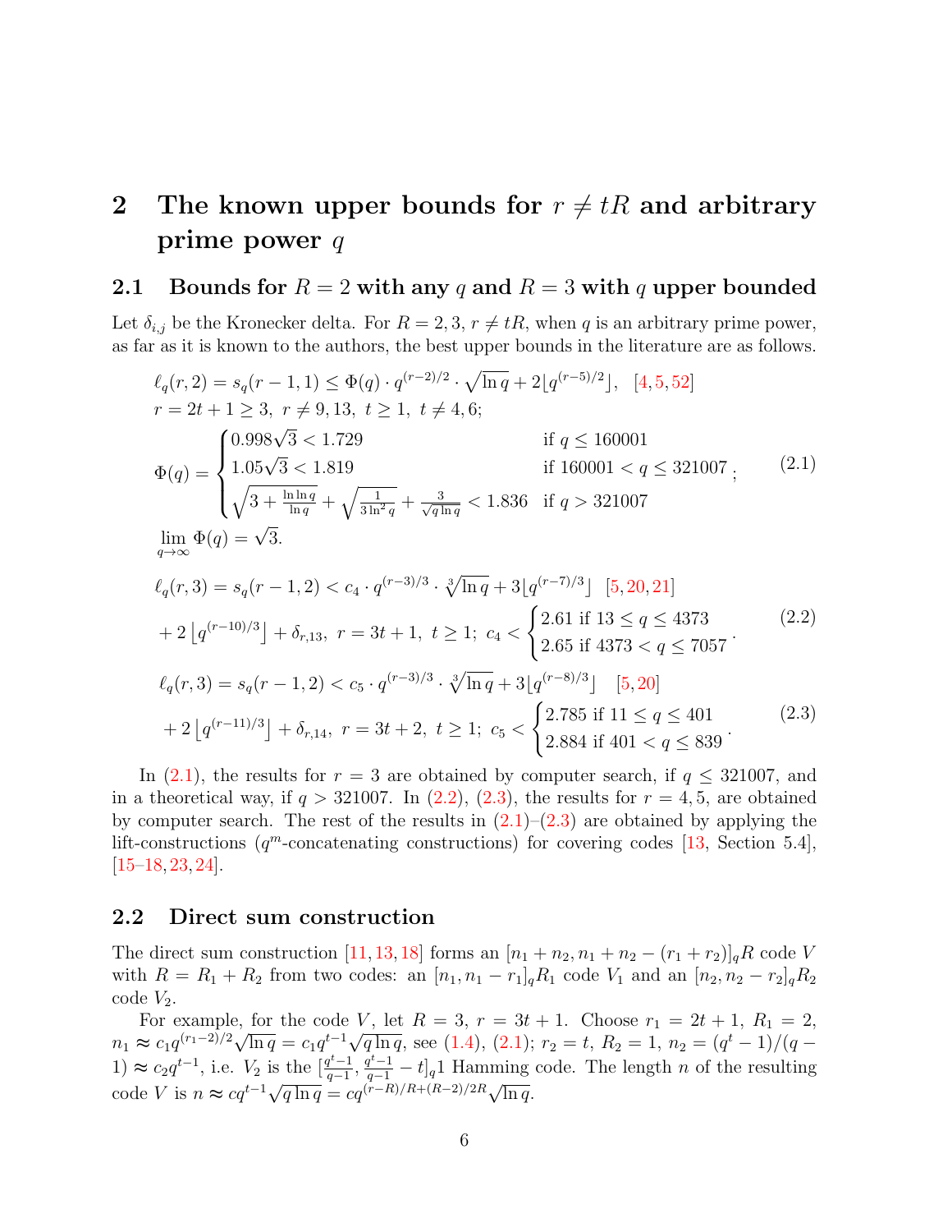# 2 The known upper bounds for $r \neq tR$ and arbitrary prime power $q$

## 2.1 Bounds for $R = 2$ with any $q$ and $R = 3$ with $q$ upper bounded

Let $\delta_{i,j}$ be the Kronecker delta. For $R = 2, 3$, $r \neq tR$, when $q$ is an arbitrary prime power, as far as it is known to the authors, the best upper bounds in the literature are as follows.

$$
\begin{aligned}
&\ell_q(r,2) = s_q(r-1,1) \leq \Phi(q) \cdot q^{(r-2)/2} \cdot \sqrt{\ln q} + 2\lfloor q^{(r-5)/2} \rfloor, \quad [4,5,52]\\
&r = 2t+1 \geq 3,\ r \neq 9, 13,\ t \geq 1,\ t \neq 4, 6;\\
&\Phi(q) = \begin{cases} 0.998\sqrt{3} < 1.729 & \text{if } q \leq 160001 \\ 1.05\sqrt{3} < 1.819 & \text{if } 160001 < q \leq 321007 \\ \sqrt{3 + \frac{\ln \ln q}{\ln q}} + \sqrt{\frac{1}{3\ln^2 q}} + \frac{3}{\sqrt{q \ln q}} < 1.836 & \text{if } q > 321007 \end{cases};\\
&\lim_{q \to \infty} \Phi(q) = \sqrt{3}.
\end{aligned}
\tag{2.1}
$$

$$
\begin{aligned}
&\ell_q(r,3) = s_q(r-1,2) < c_4 \cdot q^{(r-3)/3} \cdot \sqrt[3]{\ln q} + 3\lfloor q^{(r-7)/3} \rfloor \quad [5,20,21]\\
&+ 2\left\lfloor q^{(r-10)/3} \right\rfloor + \delta_{r,13},\ r = 3t+1,\ t \geq 1;\ c_4 < \begin{cases} 2.61 \text{ if } 13 \leq q \leq 4373 \\ 2.65 \text{ if } 4373 < q \leq 7057 \end{cases}.
\end{aligned}
\tag{2.2}
$$

$$
\begin{aligned}
&\ell_q(r,3) = s_q(r-1,2) < c_5 \cdot q^{(r-3)/3} \cdot \sqrt[3]{\ln q} + 3\lfloor q^{(r-8)/3} \rfloor \quad [5,20]\\
&+ 2\left\lfloor q^{(r-11)/3} \right\rfloor + \delta_{r,14},\ r = 3t+2,\ t \geq 1;\ c_5 < \begin{cases} 2.785 \text{ if } 11 \leq q \leq 401 \\ 2.884 \text{ if } 401 < q \leq 839 \end{cases}.
\end{aligned}
\tag{2.3}
$$

In (2.1), the results for $r = 3$ are obtained by computer search, if $q \leq 321007$, and in a theoretical way, if $q > 321007$. In (2.2), (2.3), the results for $r = 4, 5$, are obtained by computer search. The rest of the results in (2.1)–(2.3) are obtained by applying the lift-constructions ($q^m$-concatenating constructions) for covering codes [13, Section 5.4], [15–18, 23, 24].

## 2.2 Direct sum construction

The direct sum construction [11, 13, 18] forms an $[n_1 + n_2, n_1 + n_2 - (r_1 + r_2)]_q R$ code $V$ with $R = R_1 + R_2$ from two codes: an $[n_1, n_1 - r_1]_q R_1$ code $V_1$ and an $[n_2, n_2 - r_2]_q R_2$ code $V_2$.

For example, for the code $V$, let $R = 3$, $r = 3t + 1$. Choose $r_1 = 2t + 1$, $R_1 = 2$, $n_1 \approx c_1 q^{(r_1-2)/2}\sqrt{\ln q} = c_1 q^{t-1}\sqrt{q \ln q}$, see (1.4), (2.1); $r_2 = t$, $R_2 = 1$, $n_2 = (q^t - 1)/(q - 1) \approx c_2 q^{t-1}$, i.e. $V_2$ is the $[\frac{q^t-1}{q-1}, \frac{q^t-1}{q-1} - t]_q 1$ Hamming code. The length $n$ of the resulting code $V$ is $n \approx c q^{t-1}\sqrt{q \ln q} = c q^{(r-R)/R + (R-2)/2R}\sqrt{\ln q}$.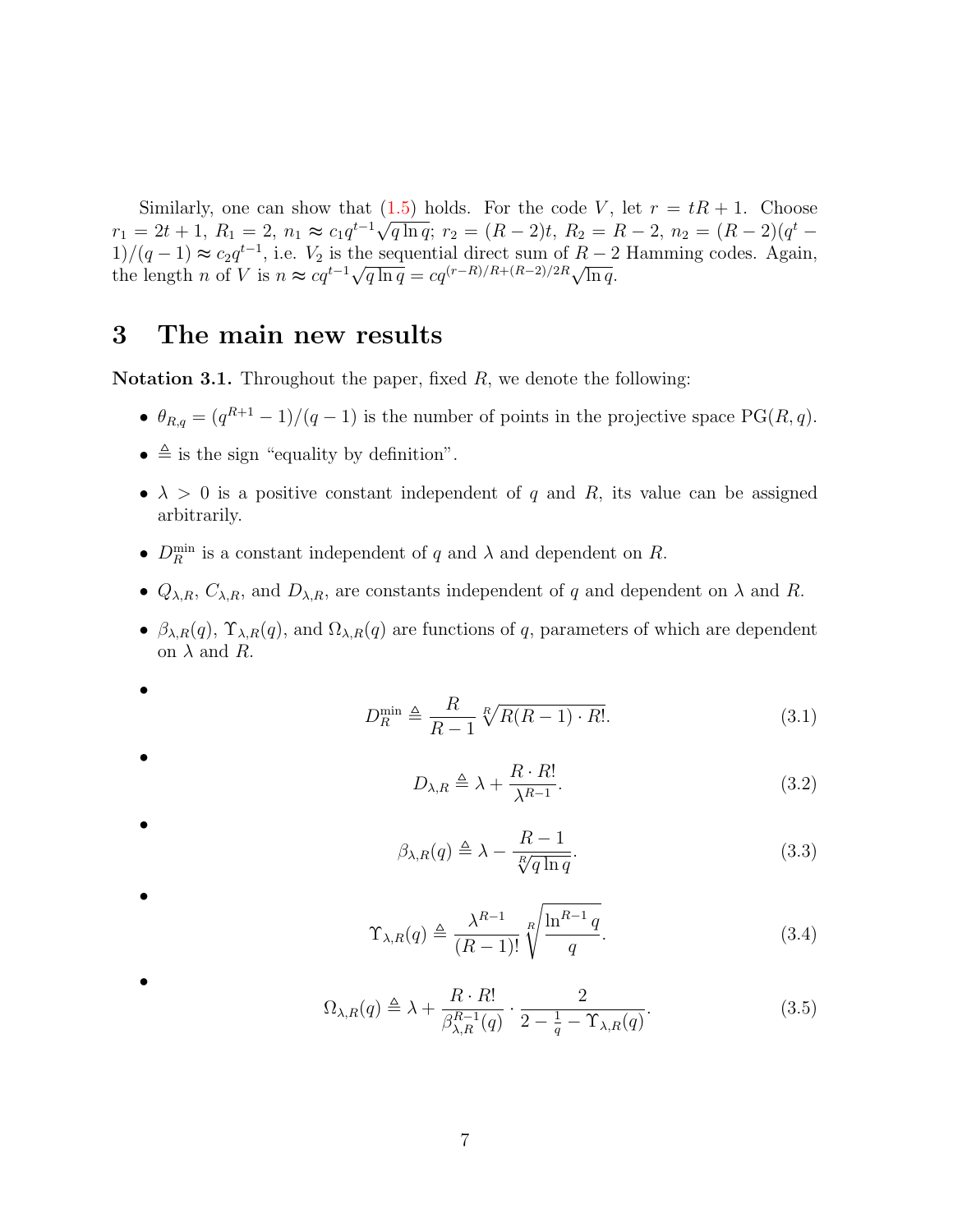Similarly, one can show that (1.5) holds. For the code $V$, let $r = tR + 1$. Choose $r_1 = 2t + 1$, $R_1 = 2$, $n_1 \approx c_1 q^{t-1}\sqrt{q \ln q}$; $r_2 = (R-2)t$, $R_2 = R - 2$, $n_2 = (R-2)(q^t - 1)/(q-1) \approx c_2 q^{t-1}$, i.e. $V_2$ is the sequential direct sum of $R-2$ Hamming codes. Again, the length $n$ of $V$ is $n \approx c q^{t-1}\sqrt{q \ln q} = c q^{(r-R)/R + (R-2)/2R}\sqrt{\ln q}$.

# 3 The main new results

**Notation 3.1.** Throughout the paper, fixed $R$, we denote the following:

- $\theta_{R,q} = (q^{R+1} - 1)/(q-1)$ is the number of points in the projective space $\mathrm{PG}(R, q)$.
- $\triangleq$ is the sign "equality by definition".
- $\lambda > 0$ is a positive constant independent of $q$ and $R$, its value can be assigned arbitrarily.
- $D_R^{\min}$ is a constant independent of $q$ and $\lambda$ and dependent on $R$.
- $Q_{\lambda,R}$, $C_{\lambda,R}$, and $D_{\lambda,R}$, are constants independent of $q$ and dependent on $\lambda$ and $R$.
- $\beta_{\lambda,R}(q)$, $\Upsilon_{\lambda,R}(q)$, and $\Omega_{\lambda,R}(q)$ are functions of $q$, parameters of which are dependent on $\lambda$ and $R$.
- $$D_R^{\min} \triangleq \frac{R}{R-1}\sqrt[R]{R(R-1)\cdot R!}. \tag{3.1}$$
- $$D_{\lambda,R} \triangleq \lambda + \frac{R \cdot R!}{\lambda^{R-1}}. \tag{3.2}$$
- $$\beta_{\lambda,R}(q) \triangleq \lambda - \frac{R-1}{\sqrt[R]{q \ln q}}. \tag{3.3}$$
- $$\Upsilon_{\lambda,R}(q) \triangleq \frac{\lambda^{R-1}}{(R-1)!}\sqrt[R]{\frac{\ln^{R-1} q}{q}}. \tag{3.4}$$
- $$\Omega_{\lambda,R}(q) \triangleq \lambda + \frac{R \cdot R!}{\beta_{\lambda,R}^{R-1}(q)} \cdot \frac{2}{2 - \frac{1}{q} - \Upsilon_{\lambda,R}(q)}. \tag{3.5}$$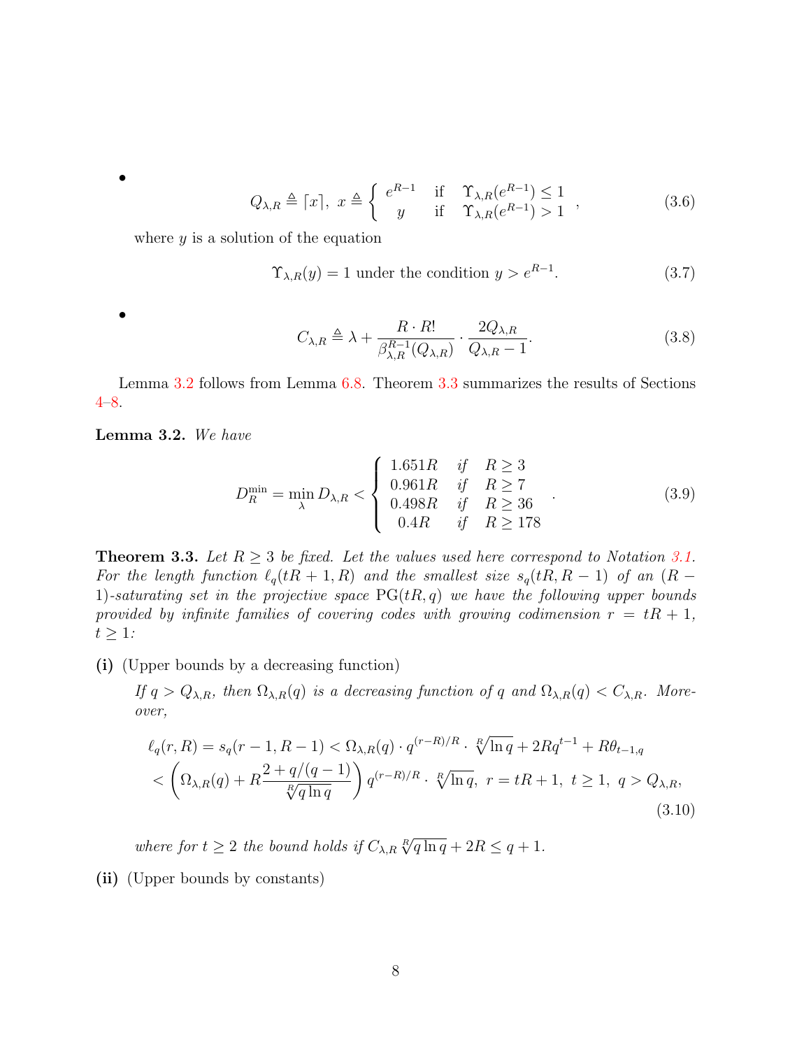- $$Q_{\lambda,R} \triangleq \lceil x \rceil,\ x \triangleq \begin{cases} e^{R-1} & \text{if} \quad \Upsilon_{\lambda,R}(e^{R-1}) \leq 1 \\ y & \text{if} \quad \Upsilon_{\lambda,R}(e^{R-1}) > 1 \end{cases}, \tag{3.6}$$

  where $y$ is a solution of the equation

  $$\Upsilon_{\lambda,R}(y) = 1 \text{ under the condition } y > e^{R-1}. \tag{3.7}$$

- $$C_{\lambda,R} \triangleq \lambda + \frac{R \cdot R!}{\beta_{\lambda,R}^{R-1}(Q_{\lambda,R})} \cdot \frac{2Q_{\lambda,R}}{Q_{\lambda,R}-1}. \tag{3.8}$$

Lemma 3.2 follows from Lemma 6.8. Theorem 3.3 summarizes the results of Sections 4–8.

**Lemma 3.2.** *We have*

$$D_R^{\min} = \min_{\lambda} D_{\lambda,R} < \begin{cases} 1.651R & \text{if} \quad R \geq 3 \\ 0.961R & \text{if} \quad R \geq 7 \\ 0.498R & \text{if} \quad R \geq 36 \\ 0.4R & \text{if} \quad R \geq 178 \end{cases}. \tag{3.9}$$

**Theorem 3.3.** *Let $R \geq 3$ be fixed. Let the values used here correspond to Notation 3.1. For the length function $\ell_q(tR+1,R)$ and the smallest size $s_q(tR,R-1)$ of an $(R-1)$-saturating set in the projective space $\mathrm{PG}(tR,q)$ we have the following upper bounds provided by infinite families of covering codes with growing codimension $r = tR+1$, $t \geq 1$:*

**(i)** (Upper bounds by a decreasing function)

*If $q > Q_{\lambda,R}$, then $\Omega_{\lambda,R}(q)$ is a decreasing function of $q$ and $\Omega_{\lambda,R}(q) < C_{\lambda,R}$. Moreover,*

$$\begin{aligned} \ell_q(r,R) = s_q(r-1,R-1) &< \Omega_{\lambda,R}(q) \cdot q^{(r-R)/R} \cdot \sqrt[R]{\ln q} + 2Rq^{t-1} + R\theta_{t-1,q} \\ &< \left(\Omega_{\lambda,R}(q) + R\frac{2+q/(q-1)}{\sqrt[R]{q \ln q}}\right) q^{(r-R)/R} \cdot \sqrt[R]{\ln q},\ r = tR+1,\ t \geq 1,\ q > Q_{\lambda,R}, \end{aligned} \tag{3.10}$$

*where for $t \geq 2$ the bound holds if $C_{\lambda,R}\sqrt[R]{q \ln q} + 2R \leq q+1$.*

**(ii)** (Upper bounds by constants)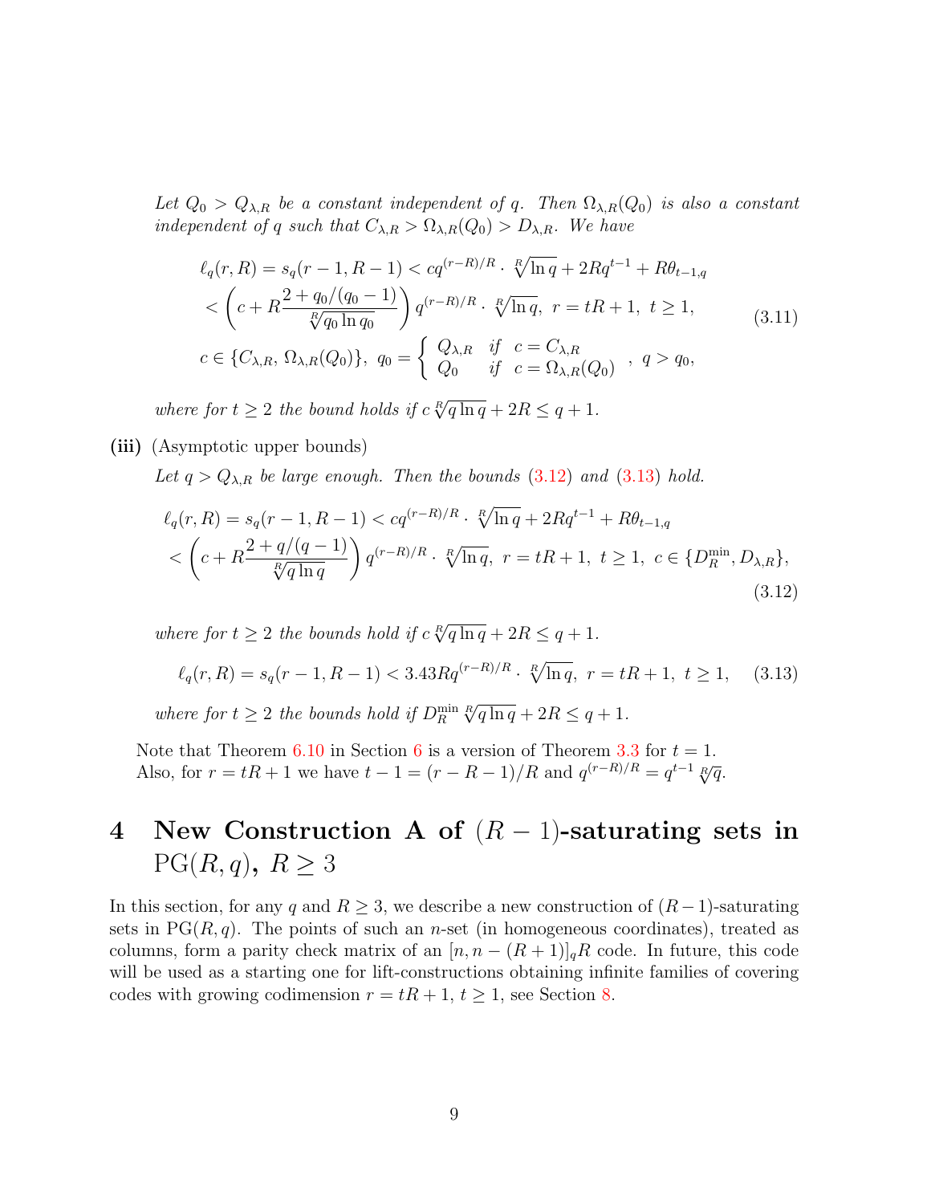*Let $Q_0 > Q_{\lambda,R}$ be a constant independent of $q$. Then $\Omega_{\lambda,R}(Q_0)$ is also a constant independent of $q$ such that $C_{\lambda,R} > \Omega_{\lambda,R}(Q_0) > D_{\lambda,R}$. We have*

$$
\begin{aligned}
&\ell_q(r,R) = s_q(r-1,R-1) < cq^{(r-R)/R}\cdot\sqrt[R]{\ln q} + 2Rq^{t-1} + R\theta_{t-1,q}\\
&< \left(c + R\frac{2+q_0/(q_0-1)}{\sqrt[R]{q_0\ln q_0}}\right)q^{(r-R)/R}\cdot\sqrt[R]{\ln q},\ r = tR+1,\ t\geq 1,\\
&c\in\{C_{\lambda,R},\ \Omega_{\lambda,R}(Q_0)\},\ q_0 = \left\{\begin{array}{lll} Q_{\lambda,R} & \text{if} & c = C_{\lambda,R}\\ Q_0 & \text{if} & c = \Omega_{\lambda,R}(Q_0)\end{array}\right.,\ q > q_0,
\end{aligned}
\tag{3.11}
$$

*where for $t\geq 2$ the bound holds if $c\sqrt[R]{q\ln q} + 2R \leq q+1$.*

**(iii)** (Asymptotic upper bounds)

*Let $q > Q_{\lambda,R}$ be large enough. Then the bounds (3.12) and (3.13) hold.*

$$
\begin{aligned}
&\ell_q(r,R) = s_q(r-1,R-1) < cq^{(r-R)/R}\cdot\sqrt[R]{\ln q} + 2Rq^{t-1} + R\theta_{t-1,q}\\
&< \left(c + R\frac{2+q/(q-1)}{\sqrt[R]{q\ln q}}\right)q^{(r-R)/R}\cdot\sqrt[R]{\ln q},\ r = tR+1,\ t\geq 1,\ c\in\{D_R^{\min}, D_{\lambda,R}\},
\end{aligned}
\tag{3.12}
$$

*where for $t\geq 2$ the bounds hold if $c\sqrt[R]{q\ln q} + 2R \leq q+1$.*

$$
\ell_q(r,R) = s_q(r-1,R-1) < 3.43Rq^{(r-R)/R}\cdot\sqrt[R]{\ln q},\ r = tR+1,\ t\geq 1,
\tag{3.13}
$$

*where for $t\geq 2$ the bounds hold if $D_R^{\min}\sqrt[R]{q\ln q} + 2R\leq q+1$.*

Note that Theorem 6.10 in Section 6 is a version of Theorem 3.3 for $t = 1$.
Also, for $r = tR+1$ we have $t-1 = (r-R-1)/R$ and $q^{(r-R)/R} = q^{t-1}\sqrt[R]{q}$.

# 4 New Construction A of $(R-1)$-saturating sets in $\mathrm{PG}(R,q)$, $R\geq 3$

In this section, for any $q$ and $R\geq 3$, we describe a new construction of $(R-1)$-saturating sets in $\mathrm{PG}(R,q)$. The points of such an $n$-set (in homogeneous coordinates), treated as columns, form a parity check matrix of an $[n, n-(R+1)]_qR$ code. In future, this code will be used as a starting one for lift-constructions obtaining infinite families of covering codes with growing codimension $r = tR+1$, $t\geq 1$, see Section 8.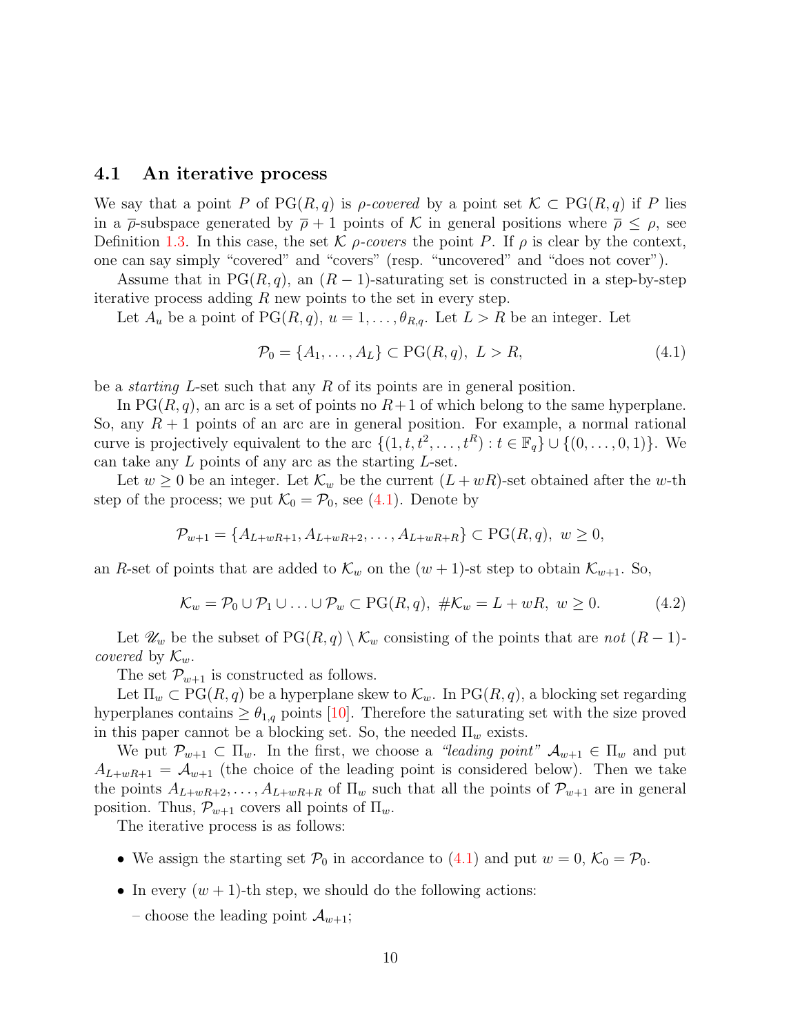### 4.1 An iterative process

We say that a point $P$ of $\mathrm{PG}(R,q)$ is *$\rho$-covered* by a point set $\mathcal{K} \subset \mathrm{PG}(R,q)$ if $P$ lies in a $\overline{\rho}$-subspace generated by $\overline{\rho}+1$ points of $\mathcal{K}$ in general positions where $\overline{\rho} \le \rho$, see Definition 1.3. In this case, the set $\mathcal{K}$ *$\rho$-covers* the point $P$. If $\rho$ is clear by the context, one can say simply "covered" and "covers" (resp. "uncovered" and "does not cover").

Assume that in $\mathrm{PG}(R,q)$, an $(R-1)$-saturating set is constructed in a step-by-step iterative process adding $R$ new points to the set in every step.

Let $A_u$ be a point of $\mathrm{PG}(R,q)$, $u = 1, \ldots, \theta_{R,q}$. Let $L > R$ be an integer. Let

$$\mathcal{P}_0 = \{A_1, \ldots, A_L\} \subset \mathrm{PG}(R,q),\ L > R, \tag{4.1}$$

be a *starting* $L$-set such that any $R$ of its points are in general position.

In $\mathrm{PG}(R,q)$, an arc is a set of points no $R+1$ of which belong to the same hyperplane. So, any $R+1$ points of an arc are in general position. For example, a normal rational curve is projectively equivalent to the arc $\{(1,t,t^2,\ldots,t^R) : t \in \mathbb{F}_q\} \cup \{(0,\ldots,0,1)\}$. We can take any $L$ points of any arc as the starting $L$-set.

Let $w \ge 0$ be an integer. Let $\mathcal{K}_w$ be the current $(L+wR)$-set obtained after the $w$-th step of the process; we put $\mathcal{K}_0 = \mathcal{P}_0$, see (4.1). Denote by

$$\mathcal{P}_{w+1} = \{A_{L+wR+1}, A_{L+wR+2}, \ldots, A_{L+wR+R}\} \subset \mathrm{PG}(R,q),\ w \ge 0,$$

an $R$-set of points that are added to $\mathcal{K}_w$ on the $(w+1)$-st step to obtain $\mathcal{K}_{w+1}$. So,

$$\mathcal{K}_w = \mathcal{P}_0 \cup \mathcal{P}_1 \cup \ldots \cup \mathcal{P}_w \subset \mathrm{PG}(R,q),\ \#\mathcal{K}_w = L + wR,\ w \ge 0. \tag{4.2}$$

Let $\mathscr{U}_w$ be the subset of $\mathrm{PG}(R,q) \setminus \mathcal{K}_w$ consisting of the points that are *not* $(R-1)$-*covered* by $\mathcal{K}_w$.

The set $\mathcal{P}_{w+1}$ is constructed as follows.

Let $\Pi_w \subset \mathrm{PG}(R,q)$ be a hyperplane skew to $\mathcal{K}_w$. In $\mathrm{PG}(R,q)$, a blocking set regarding hyperplanes contains $\ge \theta_{1,q}$ points [10]. Therefore the saturating set with the size proved in this paper cannot be a blocking set. So, the needed $\Pi_w$ exists.

We put $\mathcal{P}_{w+1} \subset \Pi_w$. In the first, we choose a *"leading point"* $\mathcal{A}_{w+1} \in \Pi_w$ and put $A_{L+wR+1} = \mathcal{A}_{w+1}$ (the choice of the leading point is considered below). Then we take the points $A_{L+wR+2}, \ldots, A_{L+wR+R}$ of $\Pi_w$ such that all the points of $\mathcal{P}_{w+1}$ are in general position. Thus, $\mathcal{P}_{w+1}$ covers all points of $\Pi_w$.

The iterative process is as follows:

- We assign the starting set $\mathcal{P}_0$ in accordance to (4.1) and put $w = 0$, $\mathcal{K}_0 = \mathcal{P}_0$.
- In every $(w+1)$-th step, we should do the following actions:
  - choose the leading point $\mathcal{A}_{w+1}$;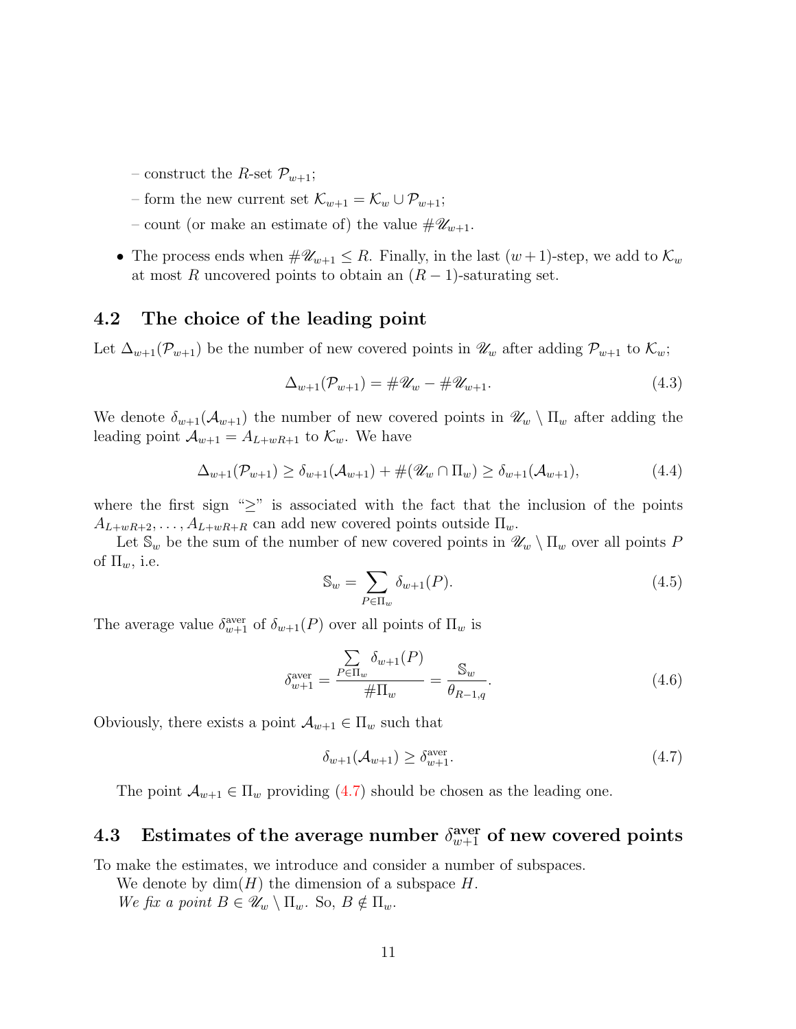– construct the $R$-set $\mathcal{P}_{w+1}$;

– form the new current set $\mathcal{K}_{w+1} = \mathcal{K}_w \cup \mathcal{P}_{w+1}$;

– count (or make an estimate of) the value $\#\mathscr{U}_{w+1}$.

- The process ends when $\#\mathscr{U}_{w+1} \leq R$. Finally, in the last $(w+1)$-step, we add to $\mathcal{K}_w$ at most $R$ uncovered points to obtain an $(R-1)$-saturating set.

## 4.2 The choice of the leading point

Let $\Delta_{w+1}(\mathcal{P}_{w+1})$ be the number of new covered points in $\mathscr{U}_w$ after adding $\mathcal{P}_{w+1}$ to $\mathcal{K}_w$;

$$\Delta_{w+1}(\mathcal{P}_{w+1}) = \#\mathscr{U}_w - \#\mathscr{U}_{w+1}. \tag{4.3}$$

We denote $\delta_{w+1}(\mathcal{A}_{w+1})$ the number of new covered points in $\mathscr{U}_w \setminus \Pi_w$ after adding the leading point $\mathcal{A}_{w+1} = A_{L+wR+1}$ to $\mathcal{K}_w$. We have

$$\Delta_{w+1}(\mathcal{P}_{w+1}) \geq \delta_{w+1}(\mathcal{A}_{w+1}) + \#(\mathscr{U}_w \cap \Pi_w) \geq \delta_{w+1}(\mathcal{A}_{w+1}), \tag{4.4}$$

where the first sign "$\geq$" is associated with the fact that the inclusion of the points $A_{L+wR+2}, \ldots, A_{L+wR+R}$ can add new covered points outside $\Pi_w$.

Let $\mathbb{S}_w$ be the sum of the number of new covered points in $\mathscr{U}_w \setminus \Pi_w$ over all points $P$ of $\Pi_w$, i.e.

$$\mathbb{S}_w = \sum_{P \in \Pi_w} \delta_{w+1}(P). \tag{4.5}$$

The average value $\delta_{w+1}^{\text{aver}}$ of $\delta_{w+1}(P)$ over all points of $\Pi_w$ is

$$\delta_{w+1}^{\text{aver}} = \frac{\sum\limits_{P \in \Pi_w} \delta_{w+1}(P)}{\#\Pi_w} = \frac{\mathbb{S}_w}{\theta_{R-1,q}}. \tag{4.6}$$

Obviously, there exists a point $\mathcal{A}_{w+1} \in \Pi_w$ such that

$$\delta_{w+1}(\mathcal{A}_{w+1}) \geq \delta_{w+1}^{\text{aver}}. \tag{4.7}$$

The point $\mathcal{A}_{w+1} \in \Pi_w$ providing (4.7) should be chosen as the leading one.

## 4.3 Estimates of the average number $\delta_{w+1}^{\text{aver}}$ of new covered points

To make the estimates, we introduce and consider a number of subspaces.

We denote by $\dim(H)$ the dimension of a subspace $H$.

*We fix a point $B \in \mathscr{U}_w \setminus \Pi_w$.* So, $B \notin \Pi_w$.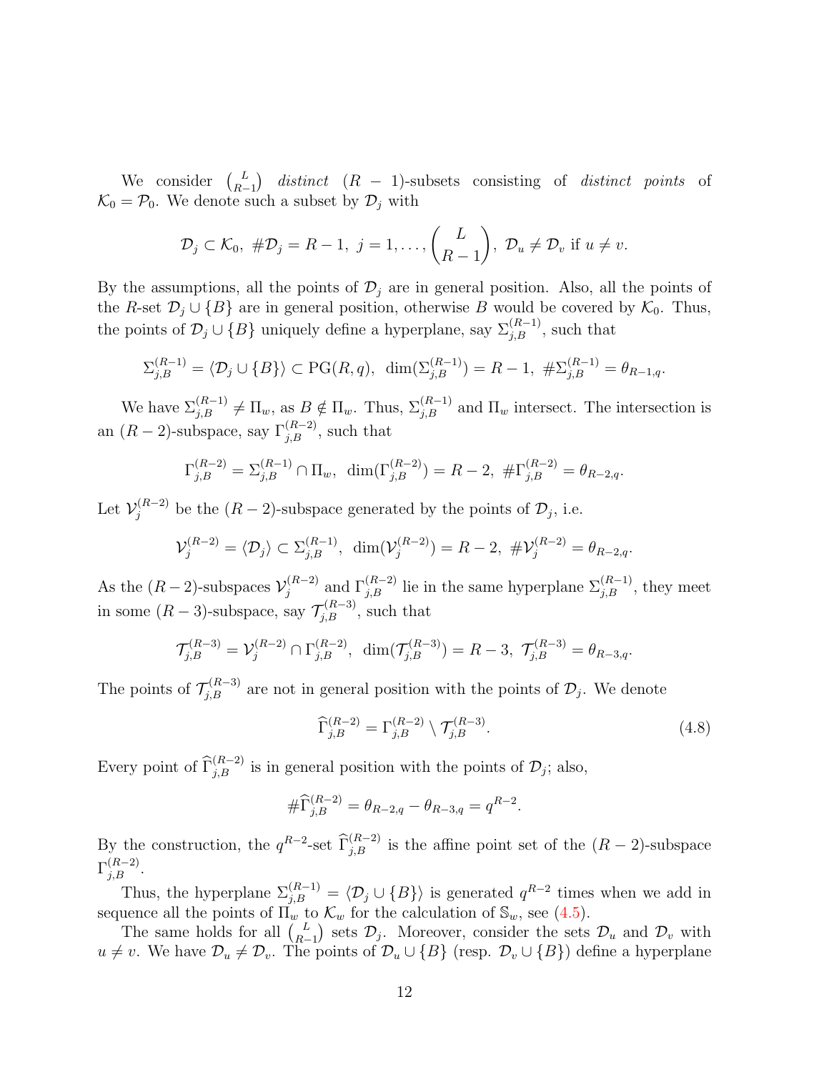We consider $\binom{L}{R-1}$ *distinct* $(R-1)$-subsets consisting of *distinct points* of $\mathcal{K}_0 = \mathcal{P}_0$. We denote such a subset by $\mathcal{D}_j$ with

$$\mathcal{D}_j \subset \mathcal{K}_0,\ \#\mathcal{D}_j = R-1,\ j = 1, \ldots, \binom{L}{R-1},\ \mathcal{D}_u \neq \mathcal{D}_v \text{ if } u \neq v.$$

By the assumptions, all the points of $\mathcal{D}_j$ are in general position. Also, all the points of the $R$-set $\mathcal{D}_j \cup \{B\}$ are in general position, otherwise $B$ would be covered by $\mathcal{K}_0$. Thus, the points of $\mathcal{D}_j \cup \{B\}$ uniquely define a hyperplane, say $\Sigma_{j,B}^{(R-1)}$, such that

$$\Sigma_{j,B}^{(R-1)} = \langle \mathcal{D}_j \cup \{B\} \rangle \subset \mathrm{PG}(R,q),\ \dim(\Sigma_{j,B}^{(R-1)}) = R-1,\ \#\Sigma_{j,B}^{(R-1)} = \theta_{R-1,q}.$$

We have $\Sigma_{j,B}^{(R-1)} \neq \Pi_w$, as $B \notin \Pi_w$. Thus, $\Sigma_{j,B}^{(R-1)}$ and $\Pi_w$ intersect. The intersection is an $(R-2)$-subspace, say $\Gamma_{j,B}^{(R-2)}$, such that

$$\Gamma_{j,B}^{(R-2)} = \Sigma_{j,B}^{(R-1)} \cap \Pi_w,\ \dim(\Gamma_{j,B}^{(R-2)}) = R-2,\ \#\Gamma_{j,B}^{(R-2)} = \theta_{R-2,q}.$$

Let $\mathcal{V}_j^{(R-2)}$ be the $(R-2)$-subspace generated by the points of $\mathcal{D}_j$, i.e.

$$\mathcal{V}_j^{(R-2)} = \langle \mathcal{D}_j \rangle \subset \Sigma_{j,B}^{(R-1)},\ \dim(\mathcal{V}_j^{(R-2)}) = R-2,\ \#\mathcal{V}_j^{(R-2)} = \theta_{R-2,q}.$$

As the $(R-2)$-subspaces $\mathcal{V}_j^{(R-2)}$ and $\Gamma_{j,B}^{(R-2)}$ lie in the same hyperplane $\Sigma_{j,B}^{(R-1)}$, they meet in some $(R-3)$-subspace, say $\mathcal{T}_{j,B}^{(R-3)}$, such that

$$\mathcal{T}_{j,B}^{(R-3)} = \mathcal{V}_j^{(R-2)} \cap \Gamma_{j,B}^{(R-2)},\ \dim(\mathcal{T}_{j,B}^{(R-3)}) = R-3,\ \mathcal{T}_{j,B}^{(R-3)} = \theta_{R-3,q}.$$

The points of $\mathcal{T}_{j,B}^{(R-3)}$ are not in general position with the points of $\mathcal{D}_j$. We denote

$$\widehat{\Gamma}_{j,B}^{(R-2)} = \Gamma_{j,B}^{(R-2)} \setminus \mathcal{T}_{j,B}^{(R-3)}. \tag{4.8}$$

Every point of $\widehat{\Gamma}_{j,B}^{(R-2)}$ is in general position with the points of $\mathcal{D}_j$; also,

$$\#\widehat{\Gamma}_{j,B}^{(R-2)} = \theta_{R-2,q} - \theta_{R-3,q} = q^{R-2}.$$

By the construction, the $q^{R-2}$-set $\widehat{\Gamma}_{j,B}^{(R-2)}$ is the affine point set of the $(R-2)$-subspace $\Gamma_{j,B}^{(R-2)}$.

Thus, the hyperplane $\Sigma_{j,B}^{(R-1)} = \langle \mathcal{D}_j \cup \{B\} \rangle$ is generated $q^{R-2}$ times when we add in sequence all the points of $\Pi_w$ to $\mathcal{K}_w$ for the calculation of $\mathbb{S}_w$, see (4.5).

The same holds for all $\binom{L}{R-1}$ sets $\mathcal{D}_j$. Moreover, consider the sets $\mathcal{D}_u$ and $\mathcal{D}_v$ with $u \neq v$. We have $\mathcal{D}_u \neq \mathcal{D}_v$. The points of $\mathcal{D}_u \cup \{B\}$ (resp. $\mathcal{D}_v \cup \{B\}$) define a hyperplane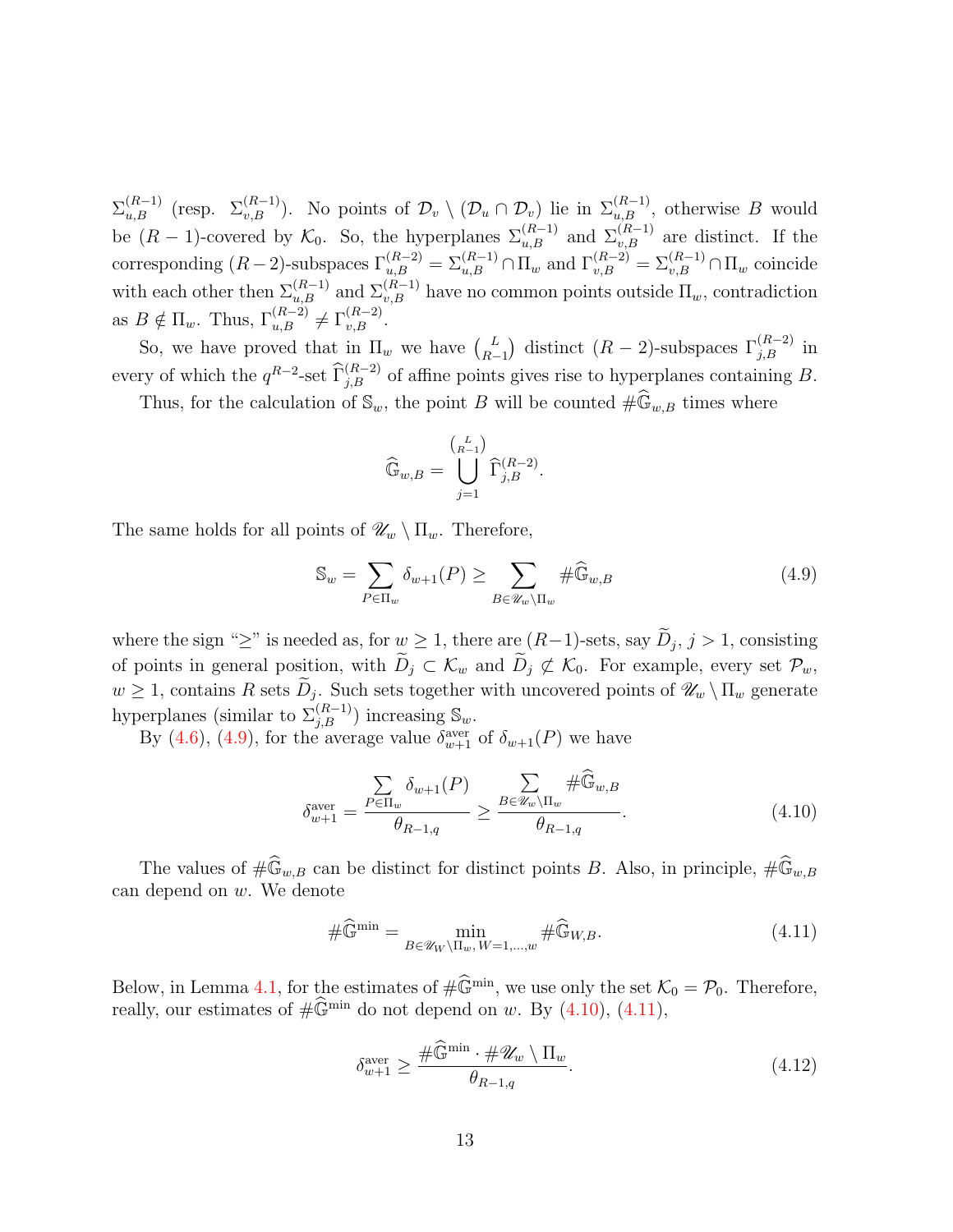$\Sigma_{u,B}^{(R-1)}$ (resp. $\Sigma_{v,B}^{(R-1)}$). No points of $\mathcal{D}_v \setminus (\mathcal{D}_u \cap \mathcal{D}_v)$ lie in $\Sigma_{u,B}^{(R-1)}$, otherwise $B$ would be $(R-1)$-covered by $\mathcal{K}_0$. So, the hyperplanes $\Sigma_{u,B}^{(R-1)}$ and $\Sigma_{v,B}^{(R-1)}$ are distinct. If the corresponding $(R-2)$-subspaces $\Gamma_{u,B}^{(R-2)} = \Sigma_{u,B}^{(R-1)} \cap \Pi_w$ and $\Gamma_{v,B}^{(R-2)} = \Sigma_{v,B}^{(R-1)} \cap \Pi_w$ coincide with each other then $\Sigma_{u,B}^{(R-1)}$ and $\Sigma_{v,B}^{(R-1)}$ have no common points outside $\Pi_w$, contradiction as $B \notin \Pi_w$. Thus, $\Gamma_{u,B}^{(R-2)} \neq \Gamma_{v,B}^{(R-2)}$.

So, we have proved that in $\Pi_w$ we have $\binom{L}{R-1}$ distinct $(R-2)$-subspaces $\Gamma_{j,B}^{(R-2)}$ in every of which the $q^{R-2}$-set $\widehat{\Gamma}_{j,B}^{(R-2)}$ of affine points gives rise to hyperplanes containing $B$.

Thus, for the calculation of $\mathbb{S}_w$, the point $B$ will be counted $\#\widehat{\mathbb{G}}_{w,B}$ times where

$$\widehat{\mathbb{G}}_{w,B} = \bigcup_{j=1}^{\binom{L}{R-1}} \widehat{\Gamma}_{j,B}^{(R-2)}.$$

The same holds for all points of $\mathscr{U}_w \setminus \Pi_w$. Therefore,

$$\mathbb{S}_w = \sum_{P \in \Pi_w} \delta_{w+1}(P) \geq \sum_{B \in \mathscr{U}_w \setminus \Pi_w} \#\widehat{\mathbb{G}}_{w,B} \tag{4.9}$$

where the sign "$\geq$" is needed as, for $w \geq 1$, there are $(R-1)$-sets, say $\widetilde{D}_j$, $j > 1$, consisting of points in general position, with $\widetilde{D}_j \subset \mathcal{K}_w$ and $\widetilde{D}_j \not\subset \mathcal{K}_0$. For example, every set $\mathcal{P}_w$, $w \geq 1$, contains $R$ sets $\widetilde{D}_j$. Such sets together with uncovered points of $\mathscr{U}_w \setminus \Pi_w$ generate hyperplanes (similar to $\Sigma_{j,B}^{(R-1)}$) increasing $\mathbb{S}_w$.

By (4.6), (4.9), for the average value $\delta_{w+1}^{\text{aver}}$ of $\delta_{w+1}(P)$ we have

$$\delta_{w+1}^{\text{aver}} = \frac{\sum\limits_{P \in \Pi_w} \delta_{w+1}(P)}{\theta_{R-1,q}} \geq \frac{\sum\limits_{B \in \mathscr{U}_w \setminus \Pi_w} \#\widehat{\mathbb{G}}_{w,B}}{\theta_{R-1,q}}. \tag{4.10}$$

The values of $\#\widehat{\mathbb{G}}_{w,B}$ can be distinct for distinct points $B$. Also, in principle, $\#\widehat{\mathbb{G}}_{w,B}$ can depend on $w$. We denote

$$\#\widehat{\mathbb{G}}^{\min} = \min_{B \in \mathscr{U}_W \setminus \Pi_w,\, W=1,\dots,w} \#\widehat{\mathbb{G}}_{W,B}. \tag{4.11}$$

Below, in Lemma 4.1, for the estimates of $\#\widehat{\mathbb{G}}^{\min}$, we use only the set $\mathcal{K}_0 = \mathcal{P}_0$. Therefore, really, our estimates of $\#\widehat{\mathbb{G}}^{\min}$ do not depend on $w$. By (4.10), (4.11),

$$\delta_{w+1}^{\text{aver}} \geq \frac{\#\widehat{\mathbb{G}}^{\min} \cdot \#\mathscr{U}_w \setminus \Pi_w}{\theta_{R-1,q}}. \tag{4.12}$$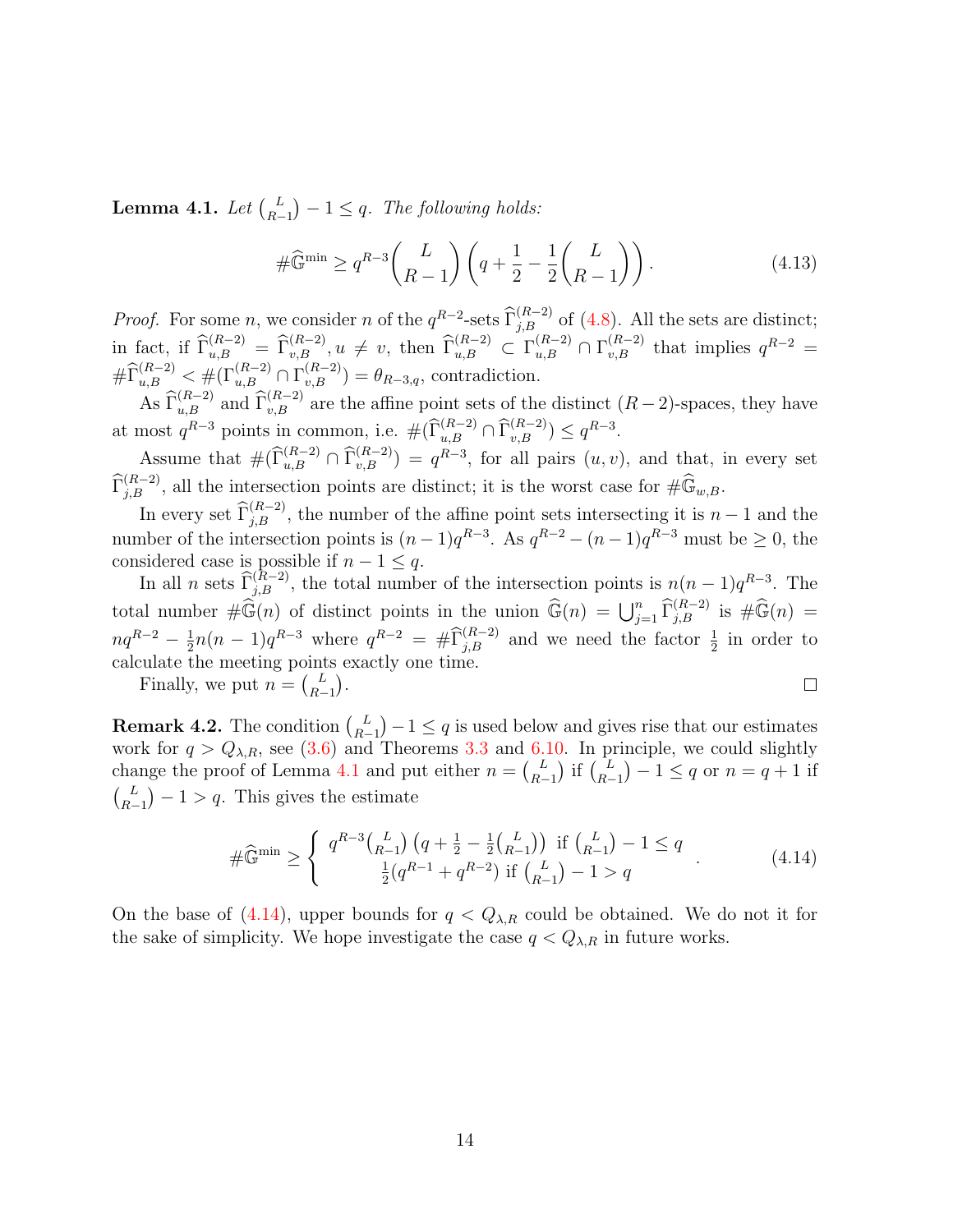**Lemma 4.1.** *Let $\binom{L}{R-1} - 1 \leq q$. The following holds:*

$$\#\widehat{\mathbb{G}}^{\min} \geq q^{R-3}\binom{L}{R-1}\left(q + \frac{1}{2} - \frac{1}{2}\binom{L}{R-1}\right). \tag{4.13}$$

*Proof.* For some $n$, we consider $n$ of the $q^{R-2}$-sets $\widehat{\Gamma}^{(R-2)}_{j,B}$ of (4.8). All the sets are distinct; in fact, if $\widehat{\Gamma}^{(R-2)}_{u,B} = \widehat{\Gamma}^{(R-2)}_{v,B}, u \neq v$, then $\widehat{\Gamma}^{(R-2)}_{u,B} \subset \Gamma^{(R-2)}_{u,B} \cap \Gamma^{(R-2)}_{v,B}$ that implies $q^{R-2} = \#\widehat{\Gamma}^{(R-2)}_{u,B} < \#(\Gamma^{(R-2)}_{u,B} \cap \Gamma^{(R-2)}_{v,B}) = \theta_{R-3,q}$, contradiction.

As $\widehat{\Gamma}^{(R-2)}_{u,B}$ and $\widehat{\Gamma}^{(R-2)}_{v,B}$ are the affine point sets of the distinct $(R-2)$-spaces, they have at most $q^{R-3}$ points in common, i.e. $\#(\widehat{\Gamma}^{(R-2)}_{u,B} \cap \widehat{\Gamma}^{(R-2)}_{v,B}) \leq q^{R-3}$.

Assume that $\#(\widehat{\Gamma}^{(R-2)}_{u,B} \cap \widehat{\Gamma}^{(R-2)}_{v,B}) = q^{R-3}$, for all pairs $(u,v)$, and that, in every set $\widehat{\Gamma}^{(R-2)}_{j,B}$, all the intersection points are distinct; it is the worst case for $\#\widehat{\mathbb{G}}_{w,B}$.

In every set $\widehat{\Gamma}^{(R-2)}_{j,B}$, the number of the affine point sets intersecting it is $n-1$ and the number of the intersection points is $(n-1)q^{R-3}$. As $q^{R-2} - (n-1)q^{R-3}$ must be $\geq 0$, the considered case is possible if $n - 1 \leq q$.

In all $n$ sets $\widehat{\Gamma}^{(R-2)}_{j,B}$, the total number of the intersection points is $n(n-1)q^{R-3}$. The total number $\#\widehat{\mathbb{G}}(n)$ of distinct points in the union $\widehat{\mathbb{G}}(n) = \bigcup_{j=1}^{n} \widehat{\Gamma}^{(R-2)}_{j,B}$ is $\#\widehat{\mathbb{G}}(n) = nq^{R-2} - \frac{1}{2}n(n-1)q^{R-3}$ where $q^{R-2} = \#\widehat{\Gamma}^{(R-2)}_{j,B}$ and we need the factor $\frac{1}{2}$ in order to calculate the meeting points exactly one time.

Finally, we put $n = \binom{L}{R-1}$. $\square$

**Remark 4.2.** The condition $\binom{L}{R-1} - 1 \leq q$ is used below and gives rise that our estimates work for $q > Q_{\lambda,R}$, see (3.6) and Theorems 3.3 and 6.10. In principle, we could slightly change the proof of Lemma 4.1 and put either $n = \binom{L}{R-1}$ if $\binom{L}{R-1} - 1 \leq q$ or $n = q+1$ if $\binom{L}{R-1} - 1 > q$. This gives the estimate

$$\#\widehat{\mathbb{G}}^{\min} \geq \begin{cases} q^{R-3}\binom{L}{R-1}\left(q + \frac{1}{2} - \frac{1}{2}\binom{L}{R-1}\right) \text{ if } \binom{L}{R-1} - 1 \leq q \\ \frac{1}{2}(q^{R-1} + q^{R-2}) \text{ if } \binom{L}{R-1} - 1 > q \end{cases}. \tag{4.14}$$

On the base of (4.14), upper bounds for $q < Q_{\lambda,R}$ could be obtained. We do not it for the sake of simplicity. We hope investigate the case $q < Q_{\lambda,R}$ in future works.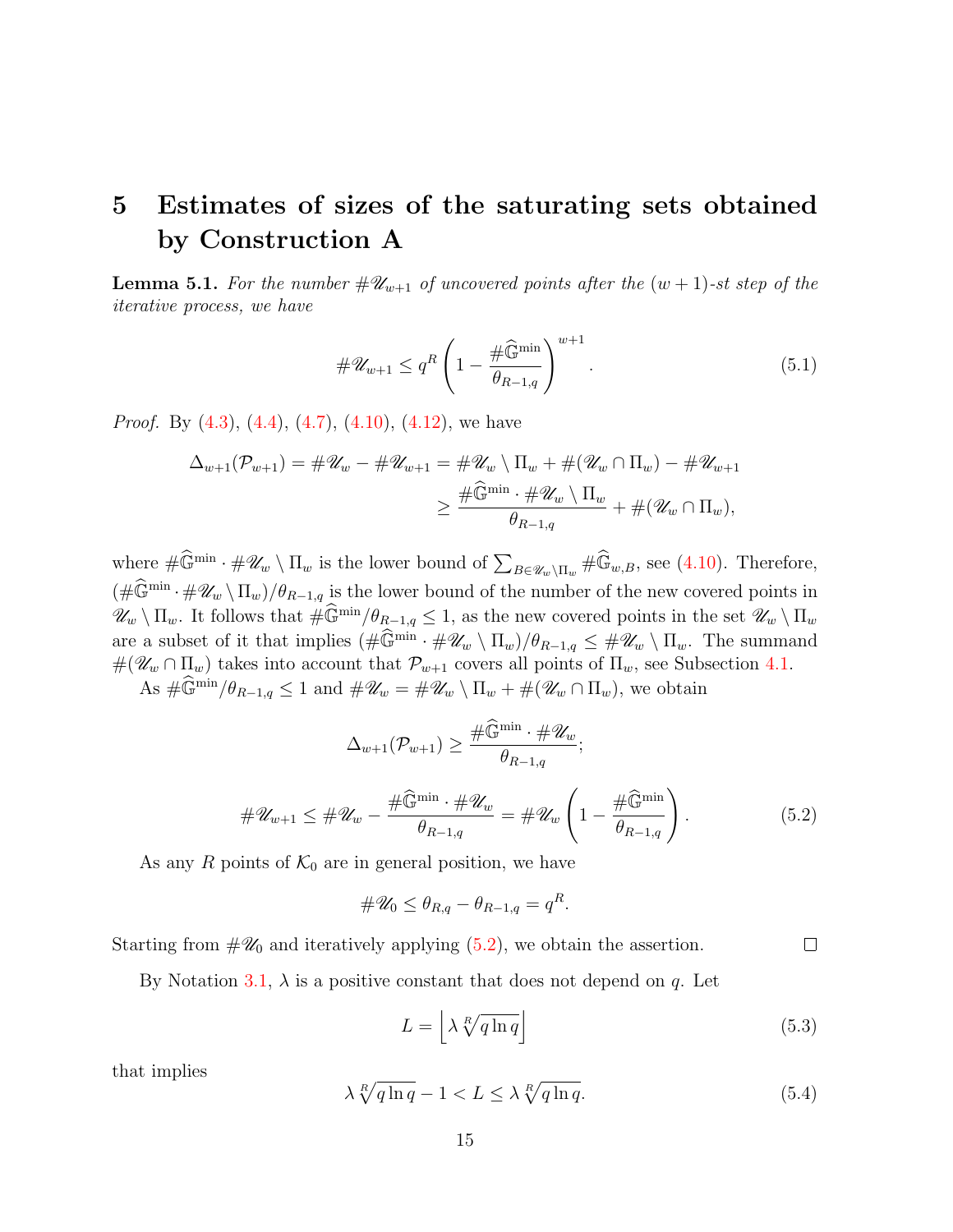# 5 Estimates of sizes of the saturating sets obtained by Construction A

**Lemma 5.1.** *For the number $\#\mathscr{U}_{w+1}$ of uncovered points after the $(w+1)$-st step of the iterative process, we have*

$$\#\mathscr{U}_{w+1} \leq q^R \left(1 - \frac{\#\widehat{\mathbb{G}}^{\min}}{\theta_{R-1,q}}\right)^{w+1}. \tag{5.1}$$

*Proof.* By (4.3), (4.4), (4.7), (4.10), (4.12), we have

$$\begin{aligned}\Delta_{w+1}(\mathcal{P}_{w+1}) = \#\mathscr{U}_w - \#\mathscr{U}_{w+1} &= \#\mathscr{U}_w \setminus \Pi_w + \#(\mathscr{U}_w \cap \Pi_w) - \#\mathscr{U}_{w+1} \\ &\geq \frac{\#\widehat{\mathbb{G}}^{\min} \cdot \#\mathscr{U}_w \setminus \Pi_w}{\theta_{R-1,q}} + \#(\mathscr{U}_w \cap \Pi_w),\end{aligned}$$

where $\#\widehat{\mathbb{G}}^{\min} \cdot \#\mathscr{U}_w \setminus \Pi_w$ is the lower bound of $\sum_{B\in\mathscr{U}_w\setminus\Pi_w} \#\widehat{\mathbb{G}}_{w,B}$, see (4.10). Therefore, $(\#\widehat{\mathbb{G}}^{\min} \cdot \#\mathscr{U}_w \setminus \Pi_w)/\theta_{R-1,q}$ is the lower bound of the number of the new covered points in $\mathscr{U}_w \setminus \Pi_w$. It follows that $\#\widehat{\mathbb{G}}^{\min}/\theta_{R-1,q} \leq 1$, as the new covered points in the set $\mathscr{U}_w \setminus \Pi_w$ are a subset of it that implies $(\#\widehat{\mathbb{G}}^{\min} \cdot \#\mathscr{U}_w \setminus \Pi_w)/\theta_{R-1,q} \leq \#\mathscr{U}_w \setminus \Pi_w$. The summand $\#(\mathscr{U}_w \cap \Pi_w)$ takes into account that $\mathcal{P}_{w+1}$ covers all points of $\Pi_w$, see Subsection 4.1.

As $\#\widehat{\mathbb{G}}^{\min}/\theta_{R-1,q} \leq 1$ and $\#\mathscr{U}_w = \#\mathscr{U}_w \setminus \Pi_w + \#(\mathscr{U}_w \cap \Pi_w)$, we obtain

$$\Delta_{w+1}(\mathcal{P}_{w+1}) \geq \frac{\#\widehat{\mathbb{G}}^{\min} \cdot \#\mathscr{U}_w}{\theta_{R-1,q}};$$

$$\#\mathscr{U}_{w+1} \leq \#\mathscr{U}_w - \frac{\#\widehat{\mathbb{G}}^{\min} \cdot \#\mathscr{U}_w}{\theta_{R-1,q}} = \#\mathscr{U}_w \left(1 - \frac{\#\widehat{\mathbb{G}}^{\min}}{\theta_{R-1,q}}\right). \tag{5.2}$$

As any $R$ points of $\mathcal{K}_0$ are in general position, we have

$$\#\mathscr{U}_0 \leq \theta_{R,q} - \theta_{R-1,q} = q^R.$$

Starting from $\#\mathscr{U}_0$ and iteratively applying (5.2), we obtain the assertion. $\square$

By Notation 3.1, $\lambda$ is a positive constant that does not depend on $q$. Let

$$L = \left\lfloor \lambda \sqrt[R]{q \ln q} \right\rfloor \tag{5.3}$$

that implies

$$\lambda \sqrt[R]{q \ln q} - 1 < L \leq \lambda \sqrt[R]{q \ln q}. \tag{5.4}$$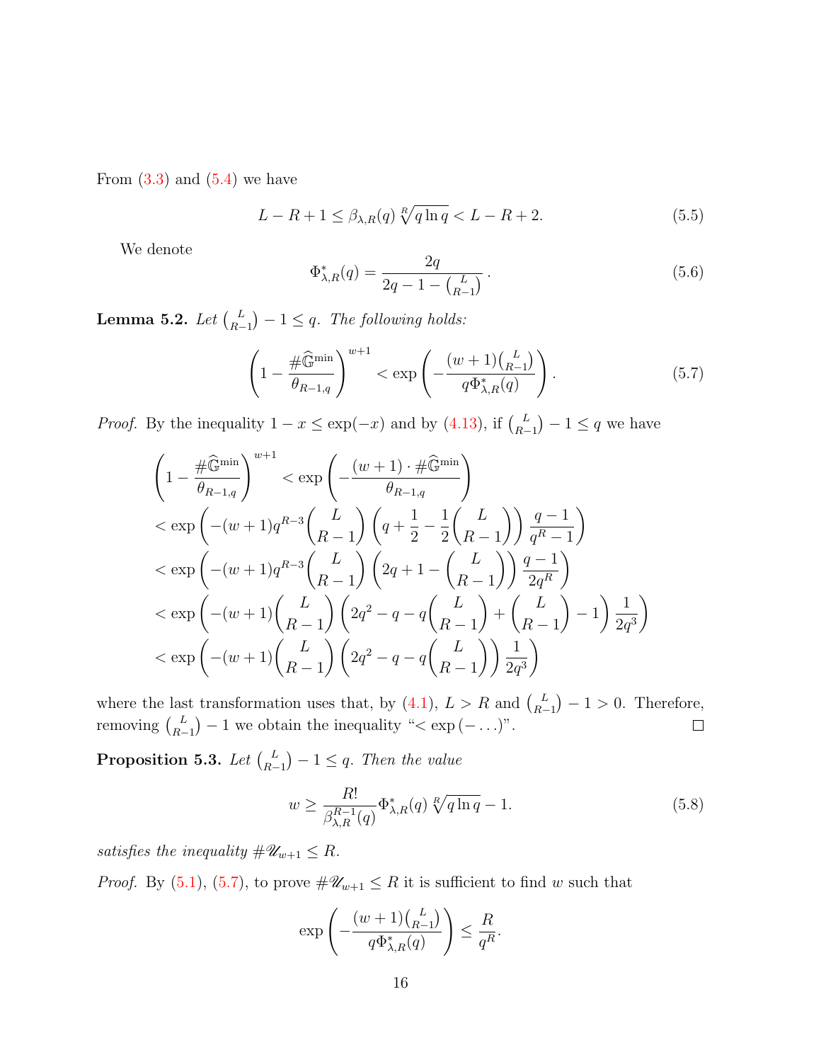From (3.3) and (5.4) we have

$$L - R + 1 \le \beta_{\lambda,R}(q)\,\sqrt[R]{q\ln q} < L - R + 2. \tag{5.5}$$

We denote

$$\Phi^*_{\lambda,R}(q) = \frac{2q}{2q - 1 - \binom{L}{R-1}}\,. \tag{5.6}$$

**Lemma 5.2.** *Let $\binom{L}{R-1} - 1 \le q$. The following holds:*

$$\left(1 - \frac{\#\widehat{\mathbb{G}}^{\min}}{\theta_{R-1,q}}\right)^{w+1} < \exp\left(-\frac{(w+1)\binom{L}{R-1}}{q\Phi^*_{\lambda,R}(q)}\right). \tag{5.7}$$

*Proof.* By the inequality $1 - x \le \exp(-x)$ and by (4.13), if $\binom{L}{R-1} - 1 \le q$ we have

$$\begin{aligned}
&\left(1 - \frac{\#\widehat{\mathbb{G}}^{\min}}{\theta_{R-1,q}}\right)^{w+1} < \exp\left(-\frac{(w+1)\cdot\#\widehat{\mathbb{G}}^{\min}}{\theta_{R-1,q}}\right)\\
&< \exp\left(-(w+1)q^{R-3}\binom{L}{R-1}\left(q + \frac{1}{2} - \frac{1}{2}\binom{L}{R-1}\right)\frac{q-1}{q^R - 1}\right)\\
&< \exp\left(-(w+1)q^{R-3}\binom{L}{R-1}\left(2q + 1 - \binom{L}{R-1}\right)\frac{q-1}{2q^R}\right)\\
&< \exp\left(-(w+1)\binom{L}{R-1}\left(2q^2 - q - q\binom{L}{R-1} + \binom{L}{R-1} - 1\right)\frac{1}{2q^3}\right)\\
&< \exp\left(-(w+1)\binom{L}{R-1}\left(2q^2 - q - q\binom{L}{R-1}\right)\frac{1}{2q^3}\right)
\end{aligned}$$

where the last transformation uses that, by (4.1), $L > R$ and $\binom{L}{R-1} - 1 > 0$. Therefore, removing $\binom{L}{R-1} - 1$ we obtain the inequality "$< \exp(-\ldots)$". ☐

**Proposition 5.3.** *Let $\binom{L}{R-1} - 1 \le q$. Then the value*

$$w \ge \frac{R!}{\beta^{R-1}_{\lambda,R}(q)}\Phi^*_{\lambda,R}(q)\,\sqrt[R]{q\ln q} - 1. \tag{5.8}$$

*satisfies the inequality $\#\mathscr{U}_{w+1} \le R$.*

*Proof.* By (5.1), (5.7), to prove $\#\mathscr{U}_{w+1} \le R$ it is sufficient to find $w$ such that

$$\exp\left(-\frac{(w+1)\binom{L}{R-1}}{q\Phi^*_{\lambda,R}(q)}\right) \le \frac{R}{q^R}.$$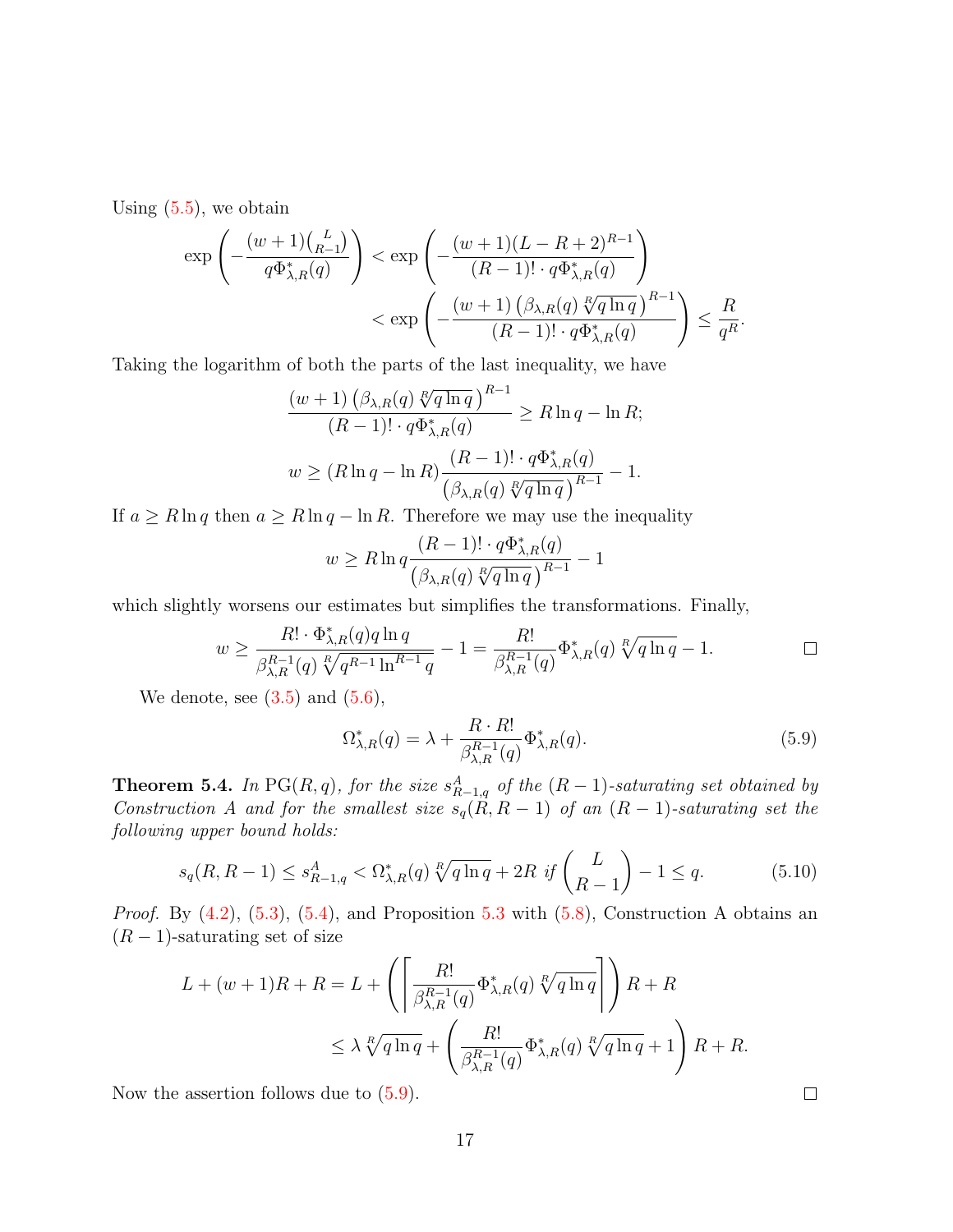Using (5.5), we obtain

$$\exp\left(-\frac{(w+1)\binom{L}{R-1}}{q\Phi^*_{\lambda,R}(q)}\right) < \exp\left(-\frac{(w+1)(L-R+2)^{R-1}}{(R-1)!\cdot q\Phi^*_{\lambda,R}(q)}\right)$$

$$< \exp\left(-\frac{(w+1)\left(\beta_{\lambda,R}(q)\sqrt[R]{q\ln q}\right)^{R-1}}{(R-1)!\cdot q\Phi^*_{\lambda,R}(q)}\right) \le \frac{R}{q^R}.$$

Taking the logarithm of both the parts of the last inequality, we have

$$\frac{(w+1)\left(\beta_{\lambda,R}(q)\sqrt[R]{q\ln q}\right)^{R-1}}{(R-1)!\cdot q\Phi^*_{\lambda,R}(q)} \ge R\ln q - \ln R;$$

$$w \ge (R\ln q - \ln R)\frac{(R-1)!\cdot q\Phi^*_{\lambda,R}(q)}{\left(\beta_{\lambda,R}(q)\sqrt[R]{q\ln q}\right)^{R-1}} - 1.$$

If $a \ge R\ln q$ then $a \ge R\ln q - \ln R$. Therefore we may use the inequality

$$w \ge R\ln q\frac{(R-1)!\cdot q\Phi^*_{\lambda,R}(q)}{\left(\beta_{\lambda,R}(q)\sqrt[R]{q\ln q}\right)^{R-1}} - 1$$

which slightly worsens our estimates but simplifies the transformations. Finally,

$$w \ge \frac{R!\cdot\Phi^*_{\lambda,R}(q)q\ln q}{\beta^{R-1}_{\lambda,R}(q)\sqrt[R]{q^{R-1}\ln^{R-1}q}} - 1 = \frac{R!}{\beta^{R-1}_{\lambda,R}(q)}\Phi^*_{\lambda,R}(q)\sqrt[R]{q\ln q} - 1.$$

□

We denote, see (3.5) and (5.6),

$$\Omega^*_{\lambda,R}(q) = \lambda + \frac{R\cdot R!}{\beta^{R-1}_{\lambda,R}(q)}\Phi^*_{\lambda,R}(q). \tag{5.9}$$

**Theorem 5.4.** *In* $\mathrm{PG}(R,q)$*, for the size* $s^A_{R-1,q}$ *of the* $(R-1)$*-saturating set obtained by Construction A and for the smallest size* $s_q(R,R-1)$ *of an* $(R-1)$*-saturating set the following upper bound holds:*

$$s_q(R,R-1) \le s^A_{R-1,q} < \Omega^*_{\lambda,R}(q)\sqrt[R]{q\ln q} + 2R \text{ if } \binom{L}{R-1} - 1 \le q. \tag{5.10}$$

*Proof.* By (4.2), (5.3), (5.4), and Proposition 5.3 with (5.8), Construction A obtains an $(R-1)$-saturating set of size

$$L + (w+1)R + R = L + \left(\left\lceil\frac{R!}{\beta^{R-1}_{\lambda,R}(q)}\Phi^*_{\lambda,R}(q)\sqrt[R]{q\ln q}\right\rceil\right)R + R$$

$$\le \lambda\sqrt[R]{q\ln q} + \left(\frac{R!}{\beta^{R-1}_{\lambda,R}(q)}\Phi^*_{\lambda,R}(q)\sqrt[R]{q\ln q} + 1\right)R + R.$$

Now the assertion follows due to (5.9).

□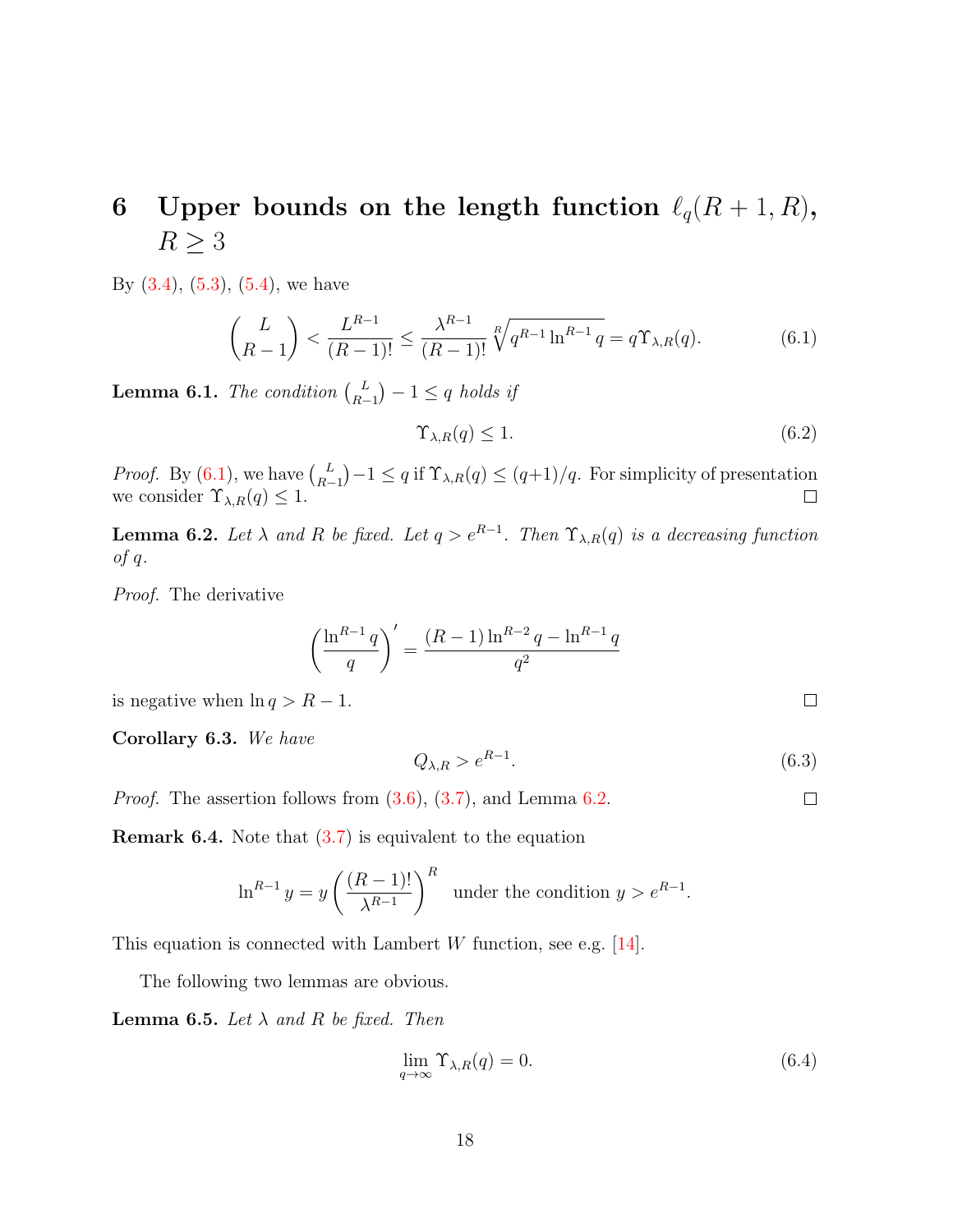# 6 Upper bounds on the length function $\ell_q(R+1,R)$, $R \geq 3$

By (3.4), (5.3), (5.4), we have

$$\binom{L}{R-1} < \frac{L^{R-1}}{(R-1)!} \leq \frac{\lambda^{R-1}}{(R-1)!}\sqrt[R]{q^{R-1}\ln^{R-1} q} = q\Upsilon_{\lambda,R}(q). \tag{6.1}$$

**Lemma 6.1.** *The condition $\binom{L}{R-1} - 1 \leq q$ holds if*

$$\Upsilon_{\lambda,R}(q) \leq 1. \tag{6.2}$$

*Proof.* By (6.1), we have $\binom{L}{R-1} - 1 \leq q$ if $\Upsilon_{\lambda,R}(q) \leq (q+1)/q$. For simplicity of presentation we consider $\Upsilon_{\lambda,R}(q) \leq 1$. □

**Lemma 6.2.** *Let $\lambda$ and $R$ be fixed. Let $q > e^{R-1}$. Then $\Upsilon_{\lambda,R}(q)$ is a decreasing function of $q$.*

*Proof.* The derivative

$$\left(\frac{\ln^{R-1} q}{q}\right)' = \frac{(R-1)\ln^{R-2} q - \ln^{R-1} q}{q^2}$$

is negative when $\ln q > R - 1$. □

**Corollary 6.3.** *We have*

$$Q_{\lambda,R} > e^{R-1}. \tag{6.3}$$

*Proof.* The assertion follows from (3.6), (3.7), and Lemma 6.2. □

**Remark 6.4.** Note that (3.7) is equivalent to the equation

$$\ln^{R-1} y = y\left(\frac{(R-1)!}{\lambda^{R-1}}\right)^R \quad \text{under the condition } y > e^{R-1}.$$

This equation is connected with Lambert $W$ function, see e.g. [14].

The following two lemmas are obvious.

**Lemma 6.5.** *Let $\lambda$ and $R$ be fixed. Then*

$$\lim_{q\to\infty} \Upsilon_{\lambda,R}(q) = 0. \tag{6.4}$$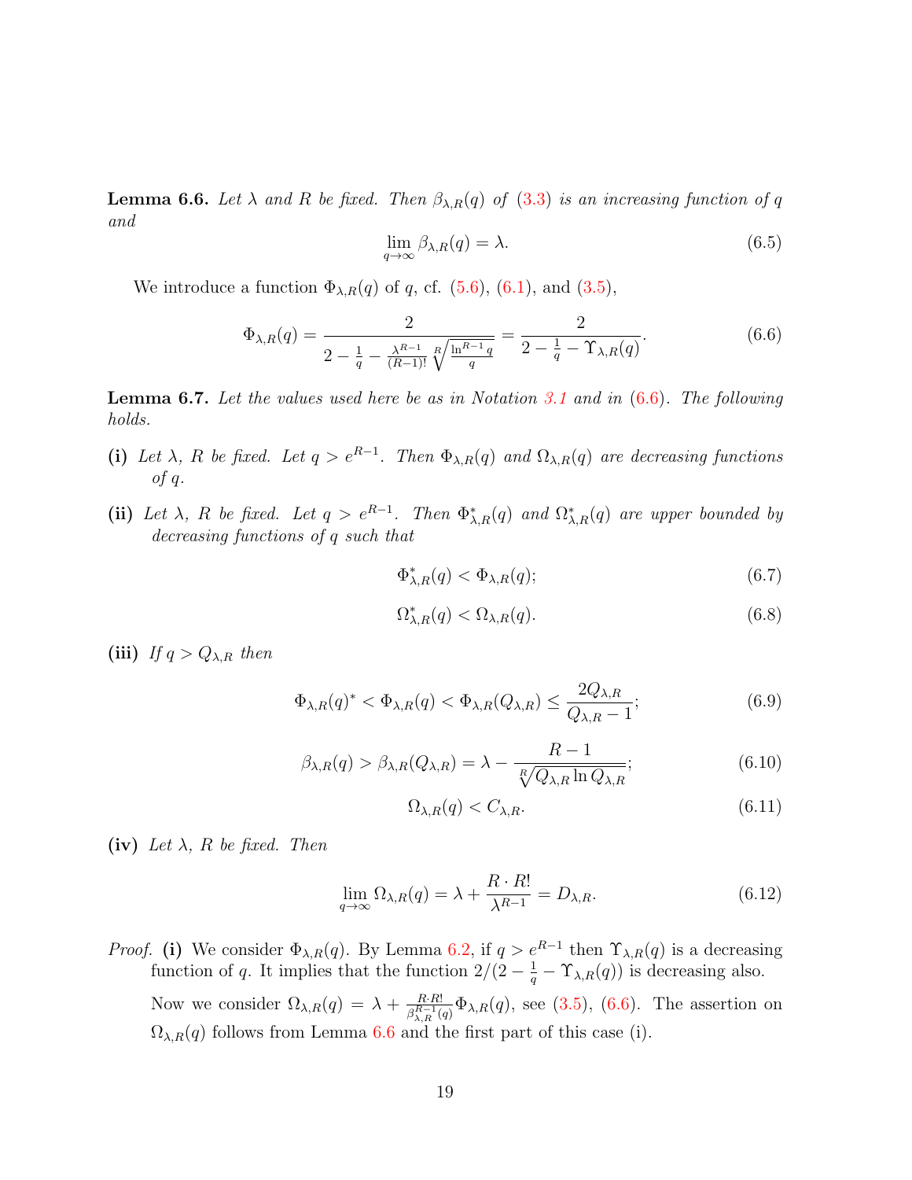**Lemma 6.6.** *Let $\lambda$ and $R$ be fixed. Then $\beta_{\lambda,R}(q)$ of (3.3) is an increasing function of $q$ and*

$$\lim_{q\to\infty} \beta_{\lambda,R}(q) = \lambda. \tag{6.5}$$

We introduce a function $\Phi_{\lambda,R}(q)$ of $q$, cf. (5.6), (6.1), and (3.5),

$$\Phi_{\lambda,R}(q) = \frac{2}{2 - \frac{1}{q} - \frac{\lambda^{R-1}}{(R-1)!}\sqrt[R]{\frac{\ln^{R-1} q}{q}}} = \frac{2}{2 - \frac{1}{q} - \Upsilon_{\lambda,R}(q)}. \tag{6.6}$$

**Lemma 6.7.** *Let the values used here be as in Notation 3.1 and in (6.6). The following holds.*

**(i)** *Let $\lambda$, $R$ be fixed. Let $q > e^{R-1}$. Then $\Phi_{\lambda,R}(q)$ and $\Omega_{\lambda,R}(q)$ are decreasing functions of $q$.*

**(ii)** *Let $\lambda$, $R$ be fixed. Let $q > e^{R-1}$. Then $\Phi^*_{\lambda,R}(q)$ and $\Omega^*_{\lambda,R}(q)$ are upper bounded by decreasing functions of $q$ such that*

$$\Phi^*_{\lambda,R}(q) < \Phi_{\lambda,R}(q); \tag{6.7}$$

$$\Omega^*_{\lambda,R}(q) < \Omega_{\lambda,R}(q). \tag{6.8}$$

**(iii)** *If $q > Q_{\lambda,R}$ then*

$$\Phi_{\lambda,R}(q)^* < \Phi_{\lambda,R}(q) < \Phi_{\lambda,R}(Q_{\lambda,R}) \le \frac{2Q_{\lambda,R}}{Q_{\lambda,R} - 1}; \tag{6.9}$$

$$\beta_{\lambda,R}(q) > \beta_{\lambda,R}(Q_{\lambda,R}) = \lambda - \frac{R-1}{\sqrt[R]{Q_{\lambda,R}\ln Q_{\lambda,R}}}; \tag{6.10}$$

$$\Omega_{\lambda,R}(q) < C_{\lambda,R}. \tag{6.11}$$

**(iv)** *Let $\lambda$, $R$ be fixed. Then*

$$\lim_{q\to\infty} \Omega_{\lambda,R}(q) = \lambda + \frac{R \cdot R!}{\lambda^{R-1}} = D_{\lambda,R}. \tag{6.12}$$

*Proof.* **(i)** We consider $\Phi_{\lambda,R}(q)$. By Lemma 6.2, if $q > e^{R-1}$ then $\Upsilon_{\lambda,R}(q)$ is a decreasing function of $q$. It implies that the function $2/(2 - \frac{1}{q} - \Upsilon_{\lambda,R}(q))$ is decreasing also.

Now we consider $\Omega_{\lambda,R}(q) = \lambda + \frac{R \cdot R!}{\beta^{R-1}_{\lambda,R}(q)}\Phi_{\lambda,R}(q)$, see (3.5), (6.6). The assertion on $\Omega_{\lambda,R}(q)$ follows from Lemma 6.6 and the first part of this case (i).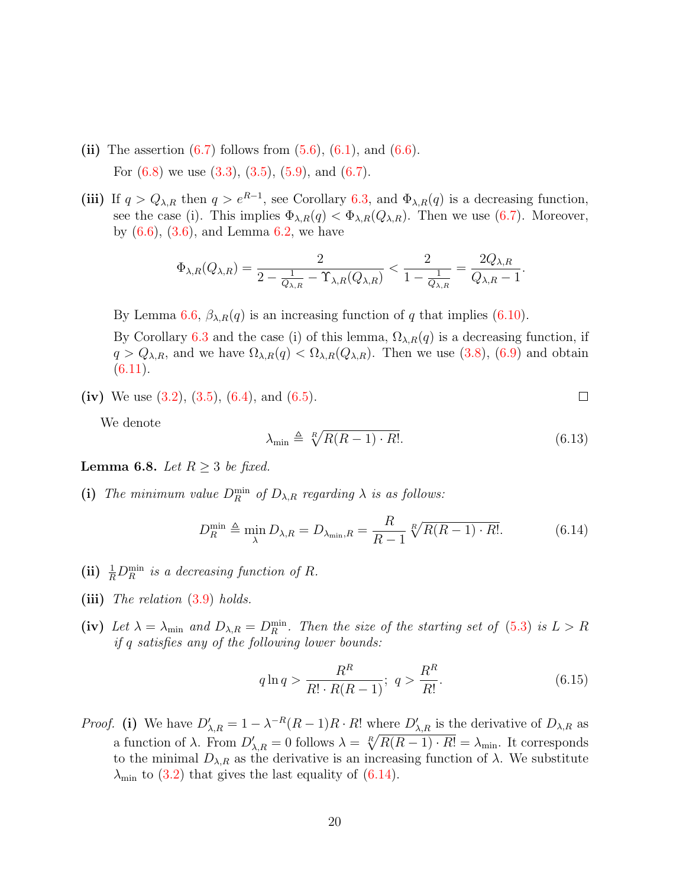**(ii)** The assertion (6.7) follows from (5.6), (6.1), and (6.6).

For (6.8) we use (3.3), (3.5), (5.9), and (6.7).

**(iii)** If $q > Q_{\lambda,R}$ then $q > e^{R-1}$, see Corollary 6.3, and $\Phi_{\lambda,R}(q)$ is a decreasing function, see the case (i). This implies $\Phi_{\lambda,R}(q) < \Phi_{\lambda,R}(Q_{\lambda,R})$. Then we use (6.7). Moreover, by (6.6), (3.6), and Lemma 6.2, we have

$$\Phi_{\lambda,R}(Q_{\lambda,R}) = \frac{2}{2 - \frac{1}{Q_{\lambda,R}} - \Upsilon_{\lambda,R}(Q_{\lambda,R})} < \frac{2}{1 - \frac{1}{Q_{\lambda,R}}} = \frac{2Q_{\lambda,R}}{Q_{\lambda,R} - 1}.$$

By Lemma 6.6, $\beta_{\lambda,R}(q)$ is an increasing function of $q$ that implies (6.10).

By Corollary 6.3 and the case (i) of this lemma, $\Omega_{\lambda,R}(q)$ is a decreasing function, if $q > Q_{\lambda,R}$, and we have $\Omega_{\lambda,R}(q) < \Omega_{\lambda,R}(Q_{\lambda,R})$. Then we use (3.8), (6.9) and obtain (6.11).

**(iv)** We use (3.2), (3.5), (6.4), and (6.5). □

We denote

$$\lambda_{\min} \triangleq \sqrt[R]{R(R-1) \cdot R!}. \tag{6.13}$$

**Lemma 6.8.** *Let $R \geq 3$ be fixed.*

**(i)** *The minimum value $D_R^{\min}$ of $D_{\lambda,R}$ regarding $\lambda$ is as follows:*

$$D_R^{\min} \triangleq \min_{\lambda} D_{\lambda,R} = D_{\lambda_{\min},R} = \frac{R}{R-1}\sqrt[R]{R(R-1) \cdot R!}. \tag{6.14}$$

**(ii)** $\frac{1}{R}D_R^{\min}$ *is a decreasing function of $R$.*

**(iii)** *The relation (3.9) holds.*

**(iv)** *Let $\lambda = \lambda_{\min}$ and $D_{\lambda,R} = D_R^{\min}$. Then the size of the starting set of (5.3) is $L > R$ if $q$ satisfies any of the following lower bounds:*

$$q \ln q > \frac{R^R}{R! \cdot R(R-1)}; \; q > \frac{R^R}{R!}. \tag{6.15}$$

*Proof.* **(i)** We have $D'_{\lambda,R} = 1 - \lambda^{-R}(R-1)R \cdot R!$ where $D'_{\lambda,R}$ is the derivative of $D_{\lambda,R}$ as a function of $\lambda$. From $D'_{\lambda,R} = 0$ follows $\lambda = \sqrt[R]{R(R-1) \cdot R!} = \lambda_{\min}$. It corresponds to the minimal $D_{\lambda,R}$ as the derivative is an increasing function of $\lambda$. We substitute $\lambda_{\min}$ to (3.2) that gives the last equality of (6.14).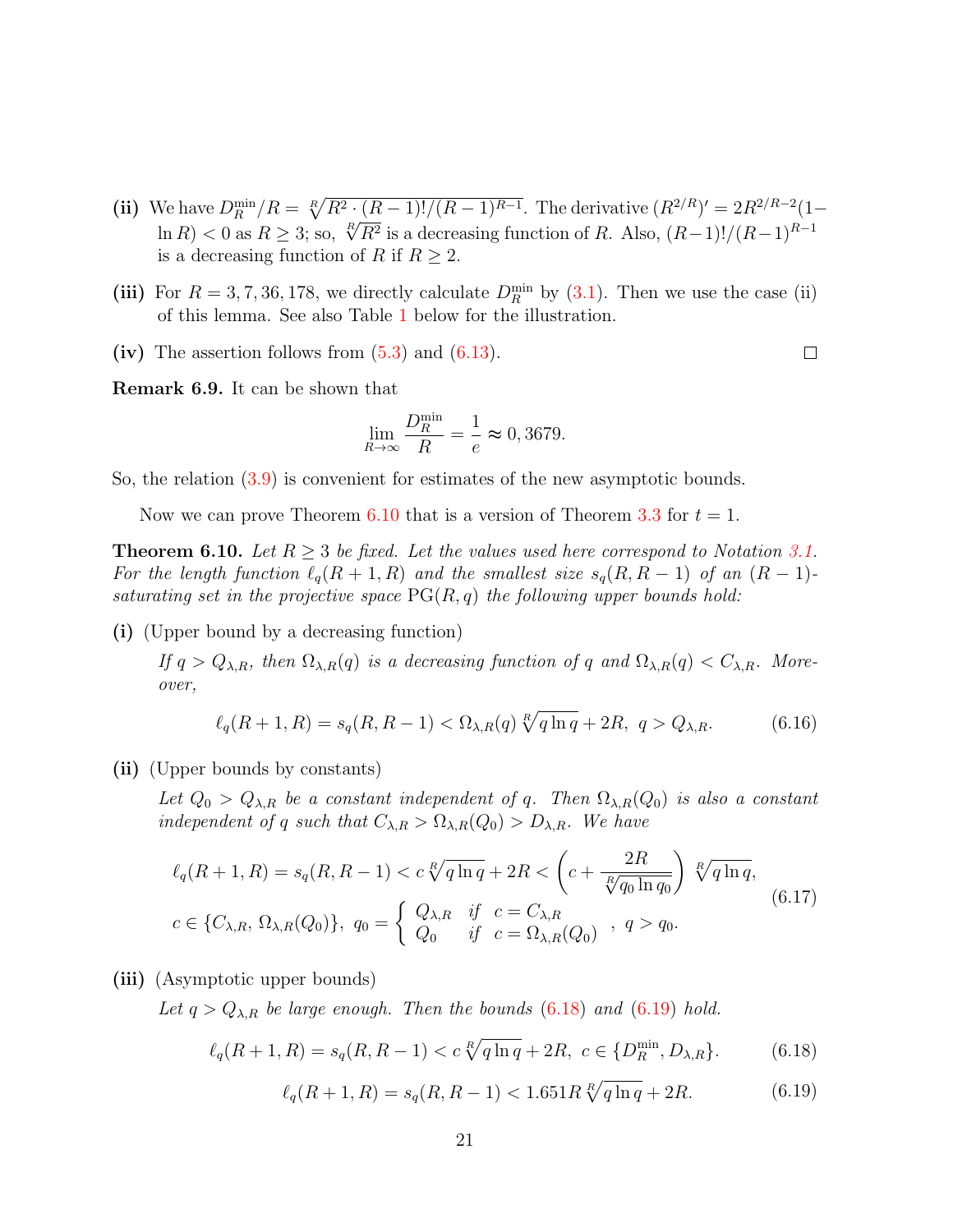**(ii)** We have $D_R^{\min}/R = \sqrt[R]{R^2 \cdot (R-1)!/(R-1)^{R-1}}$. The derivative $(R^{2/R})' = 2R^{2/R-2}(1-\ln R) < 0$ as $R \geq 3$; so, $\sqrt[R]{R^2}$ is a decreasing function of $R$. Also, $(R-1)!/(R-1)^{R-1}$ is a decreasing function of $R$ if $R \geq 2$.

**(iii)** For $R = 3, 7, 36, 178$, we directly calculate $D_R^{\min}$ by (3.1). Then we use the case (ii) of this lemma. See also Table 1 below for the illustration.

**(iv)** The assertion follows from (5.3) and (6.13). □

**Remark 6.9.** It can be shown that

$$\lim_{R\to\infty} \frac{D_R^{\min}}{R} = \frac{1}{e} \approx 0,3679.$$

So, the relation (3.9) is convenient for estimates of the new asymptotic bounds.

Now we can prove Theorem 6.10 that is a version of Theorem 3.3 for $t = 1$.

**Theorem 6.10.** *Let $R \geq 3$ be fixed. Let the values used here correspond to Notation 3.1. For the length function $\ell_q(R+1,R)$ and the smallest size $s_q(R,R-1)$ of an $(R-1)$-saturating set in the projective space $\mathrm{PG}(R,q)$ the following upper bounds hold:*

**(i)** (Upper bound by a decreasing function)

*If $q > Q_{\lambda,R}$, then $\Omega_{\lambda,R}(q)$ is a decreasing function of $q$ and $\Omega_{\lambda,R}(q) < C_{\lambda,R}$. Moreover,*

$$\ell_q(R+1,R) = s_q(R,R-1) < \Omega_{\lambda,R}(q)\,\sqrt[R]{q\ln q} + 2R,\ \ q > Q_{\lambda,R}. \tag{6.16}$$

**(ii)** (Upper bounds by constants)

*Let $Q_0 > Q_{\lambda,R}$ be a constant independent of $q$. Then $\Omega_{\lambda,R}(Q_0)$ is also a constant independent of $q$ such that $C_{\lambda,R} > \Omega_{\lambda,R}(Q_0) > D_{\lambda,R}$. We have*

$$\begin{gathered}\ell_q(R+1,R) = s_q(R,R-1) < c\sqrt[R]{q\ln q} + 2R < \left(c + \frac{2R}{\sqrt[R]{q_0 \ln q_0}}\right)\sqrt[R]{q\ln q},\\ c \in \{C_{\lambda,R},\, \Omega_{\lambda,R}(Q_0)\},\ q_0 = \left\{\begin{array}{ll} Q_{\lambda,R} & \text{if}\ \ c = C_{\lambda,R} \\ Q_0 & \text{if}\ \ c = \Omega_{\lambda,R}(Q_0)\end{array}\right.,\ q > q_0.\end{gathered} \tag{6.17}$$

**(iii)** (Asymptotic upper bounds)

*Let $q > Q_{\lambda,R}$ be large enough. Then the bounds (6.18) and (6.19) hold.*

$$\ell_q(R+1,R) = s_q(R,R-1) < c\sqrt[R]{q\ln q} + 2R,\ c \in \{D_R^{\min}, D_{\lambda,R}\}. \tag{6.18}$$

$$\ell_q(R+1,R) = s_q(R,R-1) < 1.651R\sqrt[R]{q\ln q} + 2R. \tag{6.19}$$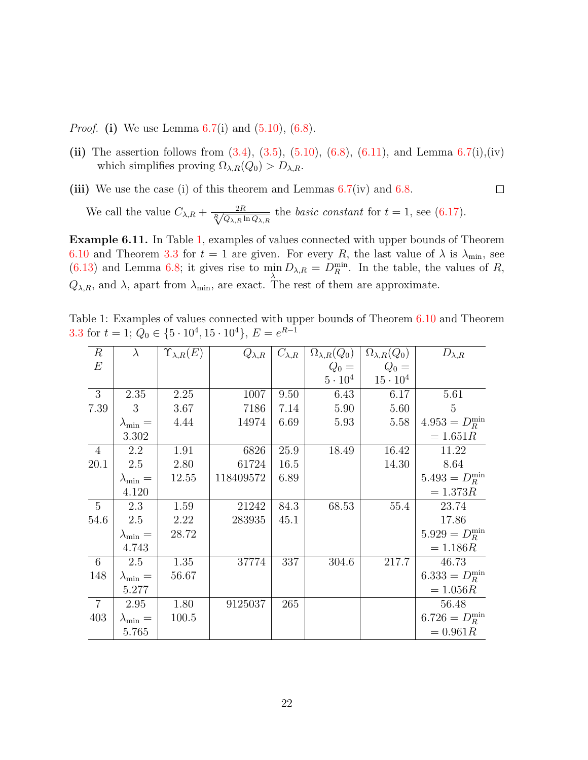*Proof.* **(i)** We use Lemma 6.7(i) and (5.10), (6.8).

**(ii)** The assertion follows from (3.4), (3.5), (5.10), (6.8), (6.11), and Lemma 6.7(i),(iv) which simplifies proving $\Omega_{\lambda,R}(Q_0) > D_{\lambda,R}$.

**(iii)** We use the case (i) of this theorem and Lemmas 6.7(iv) and 6.8. □

We call the value $C_{\lambda,R} + \frac{2R}{\sqrt[R]{Q_{\lambda,R} \ln Q_{\lambda,R}}}$ the *basic constant* for $t = 1$, see (6.17).

**Example 6.11.** In Table 1, examples of values connected with upper bounds of Theorem 6.10 and Theorem 3.3 for $t = 1$ are given. For every $R$, the last value of $\lambda$ is $\lambda_{\min}$, see (6.13) and Lemma 6.8; it gives rise to $\min_{\lambda} D_{\lambda,R} = D_R^{\min}$. In the table, the values of $R$, $Q_{\lambda,R}$, and $\lambda$, apart from $\lambda_{\min}$, are exact. The rest of them are approximate.

Table 1: Examples of values connected with upper bounds of Theorem 6.10 and Theorem 3.3 for $t = 1$; $Q_0 \in \{5 \cdot 10^4, 15 \cdot 10^4\}$, $E = e^{R-1}$

| $R$ / $E$ | $\lambda$ | $\Upsilon_{\lambda,R}(E)$ | $Q_{\lambda,R}$ | $C_{\lambda,R}$ | $\Omega_{\lambda,R}(Q_0)$, $Q_0 = 5 \cdot 10^4$ | $\Omega_{\lambda,R}(Q_0)$, $Q_0 = 15 \cdot 10^4$ | $D_{\lambda,R}$ |
|---|---|---|---|---|---|---|---|
| 3 | 2.35 | 2.25 | 1007 | 9.50 | 6.43 | 6.17 | 5.61 |
| 7.39 | 3 | 3.67 | 7186 | 7.14 | 5.90 | 5.60 | 5 |
| | $\lambda_{\min} = 3.302$ | 4.44 | 14974 | 6.69 | 5.93 | 5.58 | $4.953 = D_R^{\min} = 1.651R$ |
| 4 | 2.2 | 1.91 | 6826 | 25.9 | 18.49 | 16.42 | 11.22 |
| 20.1 | 2.5 | 2.80 | 61724 | 16.5 | | 14.30 | 8.64 |
| | $\lambda_{\min} = 4.120$ | 12.55 | 118409572 | 6.89 | | | $5.493 = D_R^{\min} = 1.373R$ |
| 5 | 2.3 | 1.59 | 21242 | 84.3 | 68.53 | 55.4 | 23.74 |
| 54.6 | 2.5 | 2.22 | 283935 | 45.1 | | | 17.86 |
| | $\lambda_{\min} = 4.743$ | 28.72 | | | | | $5.929 = D_R^{\min} = 1.186R$ |
| 6 | 2.5 | 1.35 | 37774 | 337 | 304.6 | 217.7 | 46.73 |
| 148 | $\lambda_{\min} = 5.277$ | 56.67 | | | | | $6.333 = D_R^{\min} = 1.056R$ |
| 7 | 2.95 | 1.80 | 9125037 | 265 | | | 56.48 |
| 403 | $\lambda_{\min} = 5.765$ | 100.5 | | | | | $6.726 = D_R^{\min} = 0.961R$ |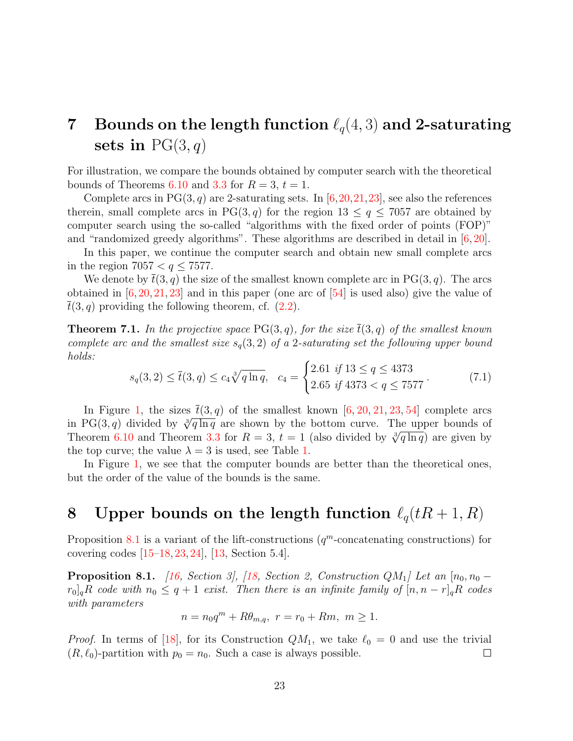# 7 Bounds on the length function $\ell_q(4,3)$ and 2-saturating sets in $\mathrm{PG}(3,q)$

For illustration, we compare the bounds obtained by computer search with the theoretical bounds of Theorems 6.10 and 3.3 for $R=3$, $t=1$.

Complete arcs in $\mathrm{PG}(3,q)$ are 2-saturating sets. In [6,20,21,23], see also the references therein, small complete arcs in $\mathrm{PG}(3,q)$ for the region $13 \le q \le 7057$ are obtained by computer search using the so-called "algorithms with the fixed order of points (FOP)" and "randomized greedy algorithms". These algorithms are described in detail in [6,20].

In this paper, we continue the computer search and obtain new small complete arcs in the region $7057 < q \le 7577$.

We denote by $\bar{t}(3,q)$ the size of the smallest known complete arc in $\mathrm{PG}(3,q)$. The arcs obtained in [6,20,21,23] and in this paper (one arc of [54] is used also) give the value of $\bar{t}(3,q)$ providing the following theorem, cf. (2.2).

**Theorem 7.1.** *In the projective space $\mathrm{PG}(3,q)$, for the size $\bar{t}(3,q)$ of the smallest known complete arc and the smallest size $s_q(3,2)$ of a 2-saturating set the following upper bound holds:*

$$s_q(3,2) \le \bar{t}(3,q) \le c_4\sqrt[3]{q\ln q}, \quad c_4 = \begin{cases} 2.61 \text{ if } 13 \le q \le 4373 \\ 2.65 \text{ if } 4373 < q \le 7577 \end{cases}. \tag{7.1}$$

In Figure 1, the sizes $\bar{t}(3,q)$ of the smallest known [6,20,21,23,54] complete arcs in $\mathrm{PG}(3,q)$ divided by $\sqrt[3]{q\ln q}$ are shown by the bottom curve. The upper bounds of Theorem 6.10 and Theorem 3.3 for $R=3$, $t=1$ (also divided by $\sqrt[3]{q\ln q}$) are given by the top curve; the value $\lambda = 3$ is used, see Table 1.

In Figure 1, we see that the computer bounds are better than the theoretical ones, but the order of the value of the bounds is the same.

# 8 Upper bounds on the length function $\ell_q(tR+1,R)$

Proposition 8.1 is a variant of the lift-constructions ($q^m$-concatenating constructions) for covering codes [15–18,23,24], [13, Section 5.4].

**Proposition 8.1.** *[16, Section 3], [18, Section 2, Construction $QM_1$] Let an $[n_0, n_0 - r_0]_qR$ code with $n_0 \le q+1$ exist. Then there is an infinite family of $[n, n-r]_qR$ codes with parameters*

$$n = n_0q^m + R\theta_{m,q}, \; r = r_0 + Rm, \; m \ge 1.$$

*Proof.* In terms of [18], for its Construction $QM_1$, we take $\ell_0 = 0$ and use the trivial $(R,\ell_0)$-partition with $p_0 = n_0$. Such a case is always possible. □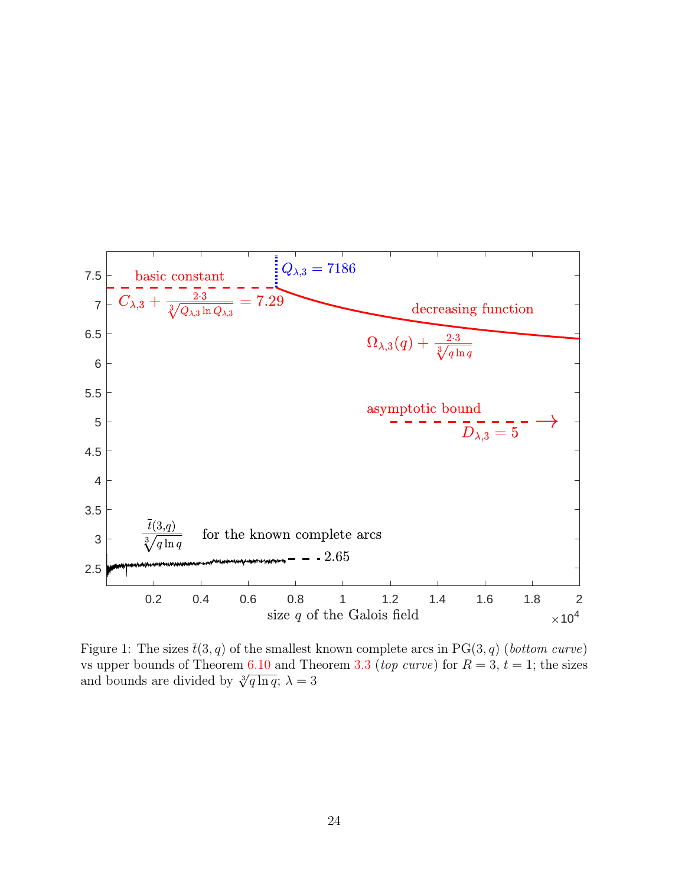Figure 1: The sizes $\bar{t}(3,q)$ of the smallest known complete arcs in $\mathrm{PG}(3,q)$ (*bottom curve*) vs upper bounds of Theorem 6.10 and Theorem 3.3 (*top curve*) for $R=3$, $t=1$; the sizes and bounds are divided by $\sqrt[3]{q\ln q}$; $\lambda=3$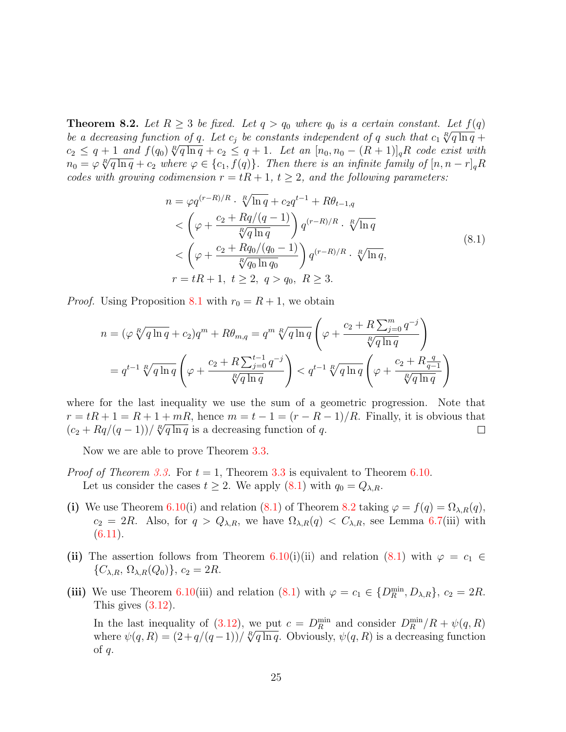**Theorem 8.2.** *Let $R \geq 3$ be fixed. Let $q > q_0$ where $q_0$ is a certain constant. Let $f(q)$ be a decreasing function of $q$. Let $c_j$ be constants independent of $q$ such that $c_1 \sqrt[R]{q \ln q} + c_2 \leq q+1$ and $f(q_0) \sqrt[R]{q \ln q} + c_2 \leq q+1$. Let an $[n_0, n_0 - (R+1)]_q R$ code exist with $n_0 = \varphi \sqrt[R]{q \ln q} + c_2$ where $\varphi \in \{c_1, f(q)\}$. Then there is an infinite family of $[n, n-r]_q R$ codes with growing codimension $r = tR + 1$, $t \geq 2$, and the following parameters:*

$$
\begin{aligned}
& n = \varphi q^{(r-R)/R} \cdot \sqrt[R]{\ln q} + c_2 q^{t-1} + R\theta_{t-1,q} \\
& \quad < \left(\varphi + \frac{c_2 + Rq/(q-1)}{\sqrt[R]{q \ln q}}\right) q^{(r-R)/R} \cdot \sqrt[R]{\ln q} \\
& \quad < \left(\varphi + \frac{c_2 + Rq_0/(q_0-1)}{\sqrt[R]{q_0 \ln q_0}}\right) q^{(r-R)/R} \cdot \sqrt[R]{\ln q}, \\
& r = tR + 1,\ t \geq 2,\ q > q_0,\ R \geq 3.
\end{aligned}
\tag{8.1}
$$

*Proof.* Using Proposition 8.1 with $r_0 = R+1$, we obtain

$$
\begin{aligned}
n &= (\varphi \sqrt[R]{q \ln q} + c_2) q^m + R\theta_{m,q} = q^m \sqrt[R]{q \ln q} \left(\varphi + \frac{c_2 + R\sum_{j=0}^{m} q^{-j}}{\sqrt[R]{q \ln q}}\right) \\
&= q^{t-1} \sqrt[R]{q \ln q} \left(\varphi + \frac{c_2 + R\sum_{j=0}^{t-1} q^{-j}}{\sqrt[R]{q \ln q}}\right) < q^{t-1} \sqrt[R]{q \ln q} \left(\varphi + \frac{c_2 + R\frac{q}{q-1}}{\sqrt[R]{q \ln q}}\right)
\end{aligned}
$$

where for the last inequality we use the sum of a geometric progression. Note that $r = tR + 1 = R + 1 + mR$, hence $m = t - 1 = (r - R - 1)/R$. Finally, it is obvious that $(c_2 + Rq/(q-1))/\sqrt[R]{q \ln q}$ is a decreasing function of $q$. □

Now we are able to prove Theorem 3.3.

*Proof of Theorem 3.3.* For $t = 1$, Theorem 3.3 is equivalent to Theorem 6.10.

Let us consider the cases $t \geq 2$. We apply (8.1) with $q_0 = Q_{\lambda,R}$.

**(i)** We use Theorem 6.10(i) and relation (8.1) of Theorem 8.2 taking $\varphi = f(q) = \Omega_{\lambda,R}(q)$, $c_2 = 2R$. Also, for $q > Q_{\lambda,R}$, we have $\Omega_{\lambda,R}(q) < C_{\lambda,R}$, see Lemma 6.7(iii) with (6.11).

**(ii)** The assertion follows from Theorem 6.10(i)(ii) and relation (8.1) with $\varphi = c_1 \in \{C_{\lambda,R}, \Omega_{\lambda,R}(Q_0)\}$, $c_2 = 2R$.

**(iii)** We use Theorem 6.10(iii) and relation (8.1) with $\varphi = c_1 \in \{D_R^{\min}, D_{\lambda,R}\}$, $c_2 = 2R$. This gives (3.12).

In the last inequality of (3.12), we put $c = D_R^{\min}$ and consider $D_R^{\min}/R + \psi(q, R)$ where $\psi(q, R) = (2 + q/(q-1))/\sqrt[R]{q \ln q}$. Obviously, $\psi(q, R)$ is a decreasing function of $q$.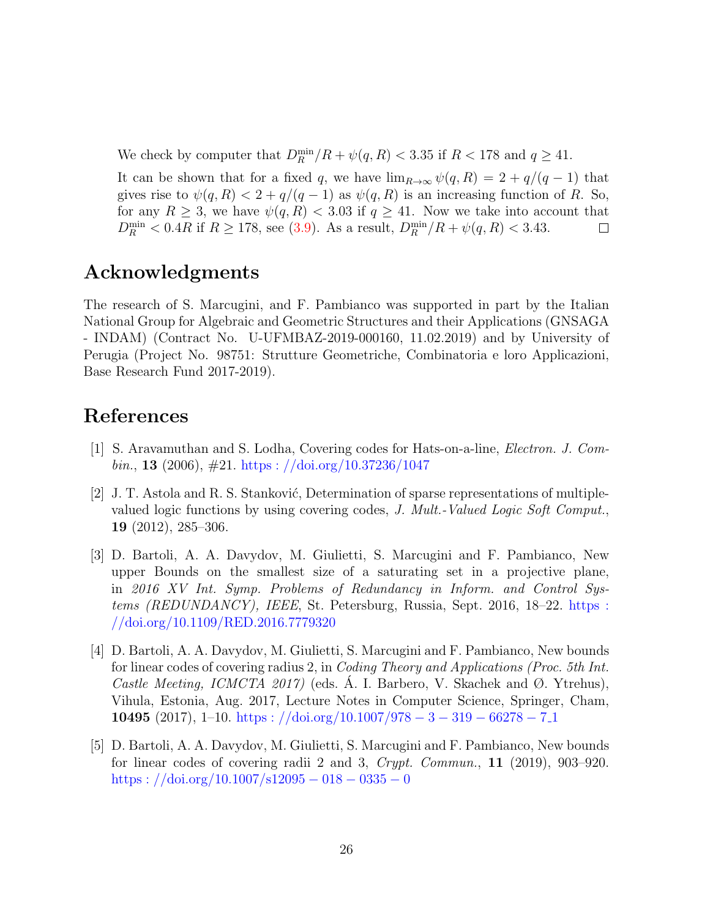We check by computer that $D_R^{\min}/R + \psi(q,R) < 3.35$ if $R < 178$ and $q \geq 41$.

It can be shown that for a fixed $q$, we have $\lim_{R\to\infty} \psi(q,R) = 2 + q/(q-1)$ that gives rise to $\psi(q,R) < 2 + q/(q-1)$ as $\psi(q,R)$ is an increasing function of $R$. So, for any $R \geq 3$, we have $\psi(q,R) < 3.03$ if $q \geq 41$. Now we take into account that $D_R^{\min} < 0.4R$ if $R \geq 178$, see (3.9). As a result, $D_R^{\min}/R + \psi(q,R) < 3.43$. □

## Acknowledgments

The research of S. Marcugini, and F. Pambianco was supported in part by the Italian National Group for Algebraic and Geometric Structures and their Applications (GNSAGA - INDAM) (Contract No. U-UFMBAZ-2019-000160, 11.02.2019) and by University of Perugia (Project No. 98751: Strutture Geometriche, Combinatoria e loro Applicazioni, Base Research Fund 2017-2019).

## References

[1] S. Aravamuthan and S. Lodha, Covering codes for Hats-on-a-line, *Electron. J. Combin.*, **13** (2006), #21. https://doi.org/10.37236/1047

[2] J. T. Astola and R. S. Stanković, Determination of sparse representations of multiple-valued logic functions by using covering codes, *J. Mult.-Valued Logic Soft Comput.*, **19** (2012), 285–306.

[3] D. Bartoli, A. A. Davydov, M. Giulietti, S. Marcugini and F. Pambianco, New upper Bounds on the smallest size of a saturating set in a projective plane, in *2016 XV Int. Symp. Problems of Redundancy in Inform. and Control Systems (REDUNDANCY), IEEE*, St. Petersburg, Russia, Sept. 2016, 18–22. https://doi.org/10.1109/RED.2016.7779320

[4] D. Bartoli, A. A. Davydov, M. Giulietti, S. Marcugini and F. Pambianco, New bounds for linear codes of covering radius 2, in *Coding Theory and Applications (Proc. 5th Int. Castle Meeting, ICMCTA 2017)* (eds. Á. I. Barbero, V. Skachek and Ø. Ytrehus), Vihula, Estonia, Aug. 2017, Lecture Notes in Computer Science, Springer, Cham, **10495** (2017), 1–10. https://doi.org/10.1007/978-3-319-66278-7_1

[5] D. Bartoli, A. A. Davydov, M. Giulietti, S. Marcugini and F. Pambianco, New bounds for linear codes of covering radii 2 and 3, *Crypt. Commun.*, **11** (2019), 903–920. https://doi.org/10.1007/s12095-018-0335-0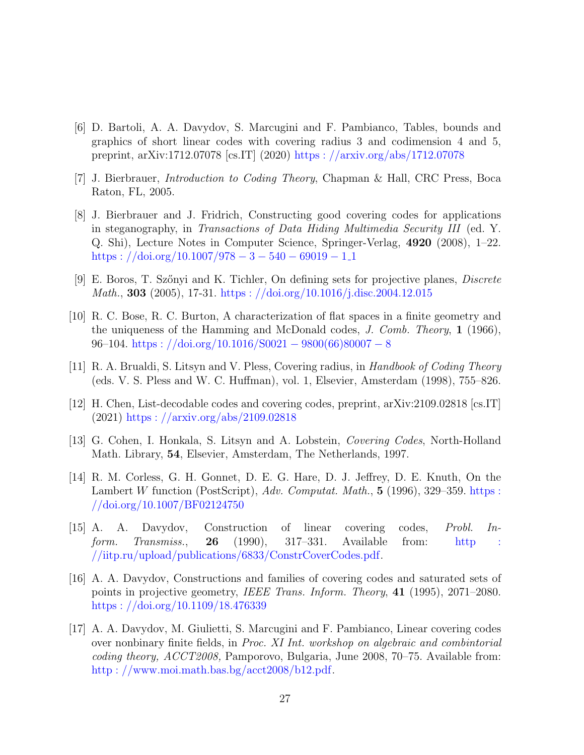[6] D. Bartoli, A. A. Davydov, S. Marcugini and F. Pambianco, Tables, bounds and graphics of short linear codes with covering radius 3 and codimension 4 and 5, preprint, arXiv:1712.07078 [cs.IT] (2020) https://arxiv.org/abs/1712.07078

[7] J. Bierbrauer, *Introduction to Coding Theory*, Chapman & Hall, CRC Press, Boca Raton, FL, 2005.

[8] J. Bierbrauer and J. Fridrich, Constructing good covering codes for applications in steganography, in *Transactions of Data Hiding Multimedia Security III* (ed. Y. Q. Shi), Lecture Notes in Computer Science, Springer-Verlag, **4920** (2008), 1–22. https://doi.org/10.1007/978-3-540-69019-1_1

[9] E. Boros, T. Szőnyi and K. Tichler, On defining sets for projective planes, *Discrete Math.*, **303** (2005), 17-31. https://doi.org/10.1016/j.disc.2004.12.015

[10] R. C. Bose, R. C. Burton, A characterization of flat spaces in a finite geometry and the uniqueness of the Hamming and McDonald codes, *J. Comb. Theory*, **1** (1966), 96–104. https://doi.org/10.1016/S0021-9800(66)80007-8

[11] R. A. Brualdi, S. Litsyn and V. Pless, Covering radius, in *Handbook of Coding Theory* (eds. V. S. Pless and W. C. Huffman), vol. 1, Elsevier, Amsterdam (1998), 755–826.

[12] H. Chen, List-decodable codes and covering codes, preprint, arXiv:2109.02818 [cs.IT] (2021) https://arxiv.org/abs/2109.02818

[13] G. Cohen, I. Honkala, S. Litsyn and A. Lobstein, *Covering Codes*, North-Holland Math. Library, **54**, Elsevier, Amsterdam, The Netherlands, 1997.

[14] R. M. Corless, G. H. Gonnet, D. E. G. Hare, D. J. Jeffrey, D. E. Knuth, On the Lambert $W$ function (PostScript), *Adv. Computat. Math.*, **5** (1996), 329–359. https://doi.org/10.1007/BF02124750

[15] A. A. Davydov, Construction of linear covering codes, *Probl. Inform. Transmiss.*, **26** (1990), 317–331. Available from: http://iitp.ru/upload/publications/6833/ConstrCoverCodes.pdf.

[16] A. A. Davydov, Constructions and families of covering codes and saturated sets of points in projective geometry, *IEEE Trans. Inform. Theory*, **41** (1995), 2071–2080. https://doi.org/10.1109/18.476339

[17] A. A. Davydov, M. Giulietti, S. Marcugini and F. Pambianco, Linear covering codes over nonbinary finite fields, in *Proc. XI Int. workshop on algebraic and combintorial coding theory, ACCT2008,* Pamporovo, Bulgaria, June 2008, 70–75. Available from: http://www.moi.math.bas.bg/acct2008/b12.pdf.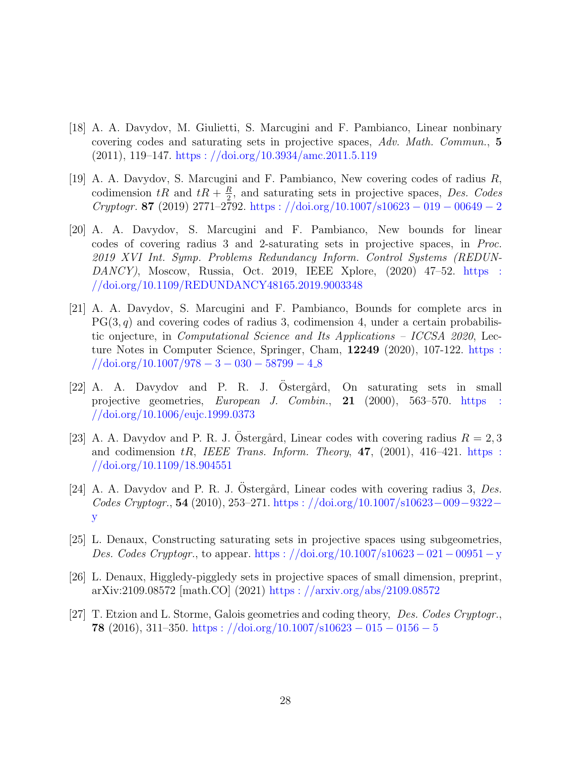[18] A. A. Davydov, M. Giulietti, S. Marcugini and F. Pambianco, Linear nonbinary covering codes and saturating sets in projective spaces, *Adv. Math. Commun.*, **5** (2011), 119–147. https://doi.org/10.3934/amc.2011.5.119

[19] A. A. Davydov, S. Marcugini and F. Pambianco, New covering codes of radius $R$, codimension $tR$ and $tR + \frac{R}{2}$, and saturating sets in projective spaces, *Des. Codes Cryptogr.* **87** (2019) 2771–2792. https://doi.org/10.1007/s10623-019-00649-2

[20] A. A. Davydov, S. Marcugini and F. Pambianco, New bounds for linear codes of covering radius 3 and 2-saturating sets in projective spaces, in *Proc. 2019 XVI Int. Symp. Problems Redundancy Inform. Control Systems (REDUNDANCY)*, Moscow, Russia, Oct. 2019, IEEE Xplore, (2020) 47–52. https://doi.org/10.1109/REDUNDANCY48165.2019.9003348

[21] A. A. Davydov, S. Marcugini and F. Pambianco, Bounds for complete arcs in $\mathrm{PG}(3, q)$ and covering codes of radius 3, codimension 4, under a certain probabilistic onjecture, in *Computational Science and Its Applications – ICCSA 2020*, Lecture Notes in Computer Science, Springer, Cham, **12249** (2020), 107-122. https://doi.org/10.1007/978-3-030-58799-4_8

[22] A. A. Davydov and P. R. J. Östergård, On saturating sets in small projective geometries, *European J. Combin.*, **21** (2000), 563–570. https://doi.org/10.1006/eujc.1999.0373

[23] A. A. Davydov and P. R. J. Östergård, Linear codes with covering radius $R = 2, 3$ and codimension $tR$, *IEEE Trans. Inform. Theory*, **47**, (2001), 416–421. https://doi.org/10.1109/18.904551

[24] A. A. Davydov and P. R. J. Östergård, Linear codes with covering radius 3, *Des. Codes Cryptogr.*, **54** (2010), 253–271. https://doi.org/10.1007/s10623-009-9322-y

[25] L. Denaux, Constructing saturating sets in projective spaces using subgeometries, *Des. Codes Cryptogr.*, to appear. https://doi.org/10.1007/s10623-021-00951-y

[26] L. Denaux, Higgledy-piggledy sets in projective spaces of small dimension, preprint, arXiv:2109.08572 [math.CO] (2021) https://arxiv.org/abs/2109.08572

[27] T. Etzion and L. Storme, Galois geometries and coding theory, *Des. Codes Cryptogr.*, **78** (2016), 311–350. https://doi.org/10.1007/s10623-015-0156-5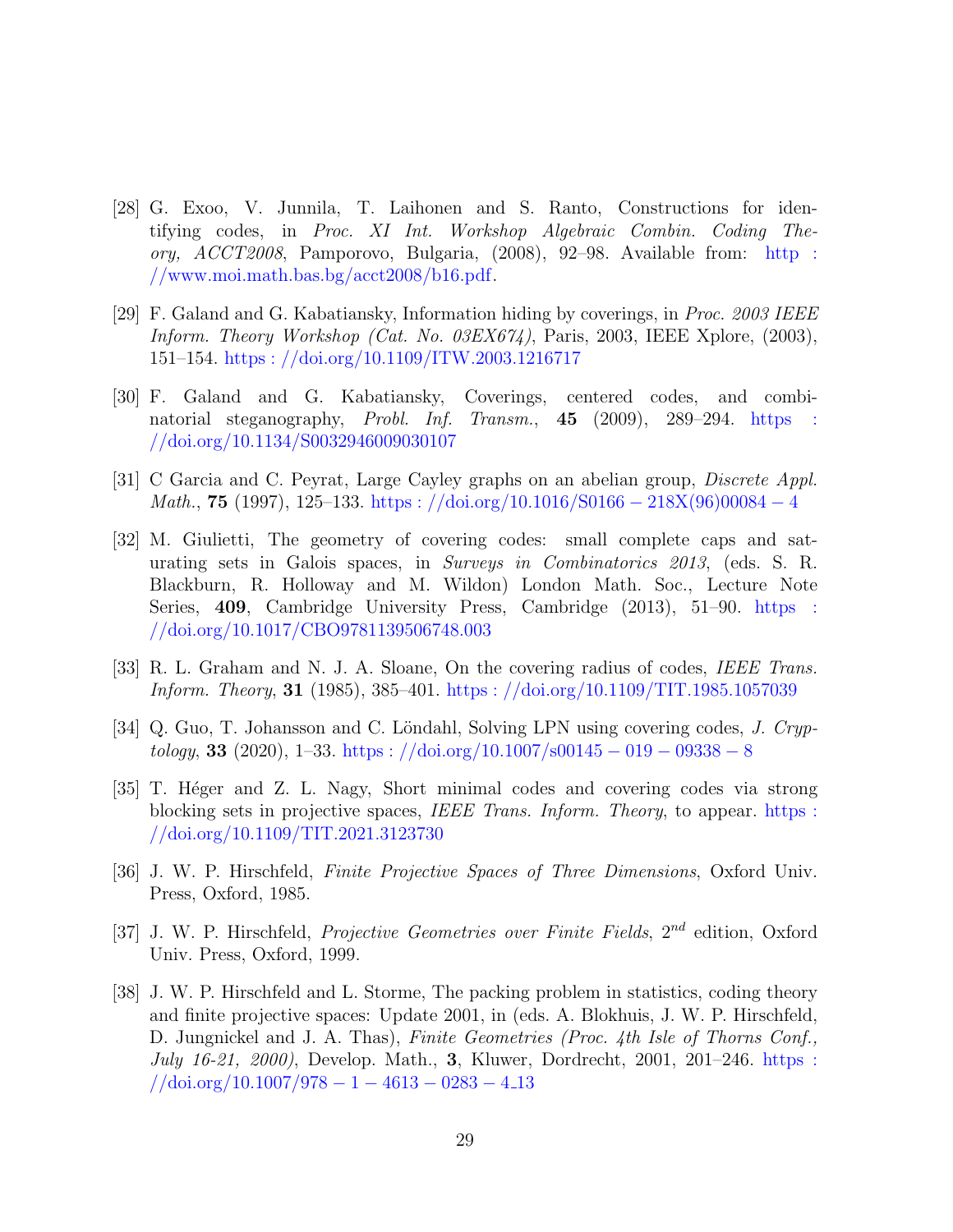[28] G. Exoo, V. Junnila, T. Laihonen and S. Ranto, Constructions for identifying codes, in *Proc. XI Int. Workshop Algebraic Combin. Coding Theory, ACCT2008*, Pamporovo, Bulgaria, (2008), 92–98. Available from: http://www.moi.math.bas.bg/acct2008/b16.pdf.

[29] F. Galand and G. Kabatiansky, Information hiding by coverings, in *Proc. 2003 IEEE Inform. Theory Workshop (Cat. No. 03EX674)*, Paris, 2003, IEEE Xplore, (2003), 151–154. https://doi.org/10.1109/ITW.2003.1216717

[30] F. Galand and G. Kabatiansky, Coverings, centered codes, and combinatorial steganography, *Probl. Inf. Transm.*, **45** (2009), 289–294. https://doi.org/10.1134/S0032946009030107

[31] C Garcia and C. Peyrat, Large Cayley graphs on an abelian group, *Discrete Appl. Math.*, **75** (1997), 125–133. https://doi.org/10.1016/S0166-218X(96)00084-4

[32] M. Giulietti, The geometry of covering codes: small complete caps and saturating sets in Galois spaces, in *Surveys in Combinatorics 2013*, (eds. S. R. Blackburn, R. Holloway and M. Wildon) London Math. Soc., Lecture Note Series, **409**, Cambridge University Press, Cambridge (2013), 51–90. https://doi.org/10.1017/CBO9781139506748.003

[33] R. L. Graham and N. J. A. Sloane, On the covering radius of codes, *IEEE Trans. Inform. Theory*, **31** (1985), 385–401. https://doi.org/10.1109/TIT.1985.1057039

[34] Q. Guo, T. Johansson and C. Löndahl, Solving LPN using covering codes, *J. Cryptology*, **33** (2020), 1–33. https://doi.org/10.1007/s00145-019-09338-8

[35] T. Héger and Z. L. Nagy, Short minimal codes and covering codes via strong blocking sets in projective spaces, *IEEE Trans. Inform. Theory*, to appear. https://doi.org/10.1109/TIT.2021.3123730

[36] J. W. P. Hirschfeld, *Finite Projective Spaces of Three Dimensions*, Oxford Univ. Press, Oxford, 1985.

[37] J. W. P. Hirschfeld, *Projective Geometries over Finite Fields*, $2^{nd}$ edition, Oxford Univ. Press, Oxford, 1999.

[38] J. W. P. Hirschfeld and L. Storme, The packing problem in statistics, coding theory and finite projective spaces: Update 2001, in (eds. A. Blokhuis, J. W. P. Hirschfeld, D. Jungnickel and J. A. Thas), *Finite Geometries (Proc. 4th Isle of Thorns Conf., July 16-21, 2000)*, Develop. Math., **3**, Kluwer, Dordrecht, 2001, 201–246. https://doi.org/10.1007/978-1-4613-0283-4_13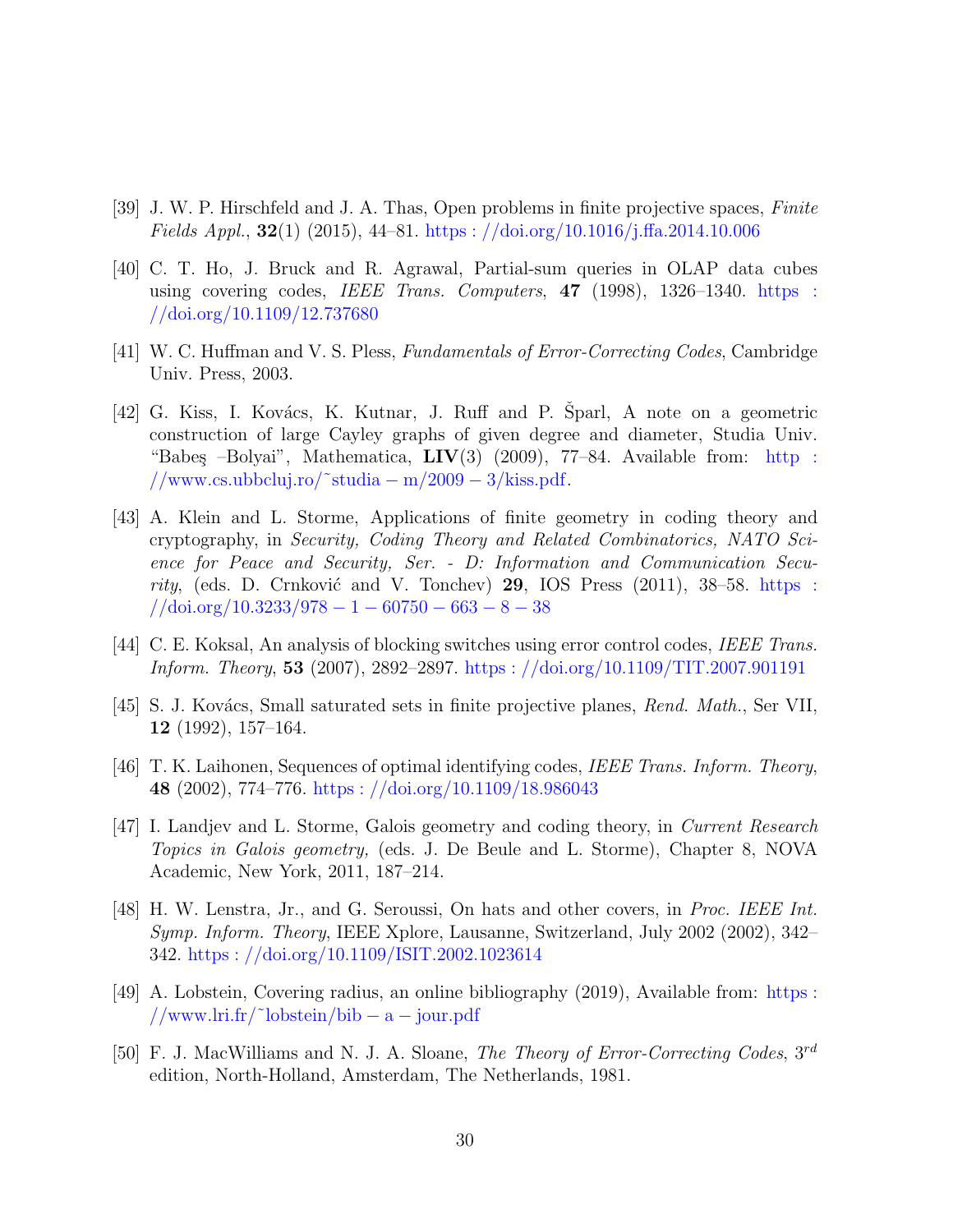[39] J. W. P. Hirschfeld and J. A. Thas, Open problems in finite projective spaces, *Finite Fields Appl.*, **32**(1) (2015), 44–81. https://doi.org/10.1016/j.ffa.2014.10.006

[40] C. T. Ho, J. Bruck and R. Agrawal, Partial-sum queries in OLAP data cubes using covering codes, *IEEE Trans. Computers*, **47** (1998), 1326–1340. https://doi.org/10.1109/12.737680

[41] W. C. Huffman and V. S. Pless, *Fundamentals of Error-Correcting Codes*, Cambridge Univ. Press, 2003.

[42] G. Kiss, I. Kovács, K. Kutnar, J. Ruff and P. Šparl, A note on a geometric construction of large Cayley graphs of given degree and diameter, Studia Univ. "Babeş –Bolyai", Mathematica, **LIV**(3) (2009), 77–84. Available from: http://www.cs.ubbcluj.ro/~studia-m/2009-3/kiss.pdf.

[43] A. Klein and L. Storme, Applications of finite geometry in coding theory and cryptography, in *Security, Coding Theory and Related Combinatorics, NATO Science for Peace and Security, Ser. - D: Information and Communication Security*, (eds. D. Crnković and V. Tonchev) **29**, IOS Press (2011), 38–58. https://doi.org/10.3233/978-1-60750-663-8-38

[44] C. E. Koksal, An analysis of blocking switches using error control codes, *IEEE Trans. Inform. Theory*, **53** (2007), 2892–2897. https://doi.org/10.1109/TIT.2007.901191

[45] S. J. Kovács, Small saturated sets in finite projective planes, *Rend. Math.*, Ser VII, **12** (1992), 157–164.

[46] T. K. Laihonen, Sequences of optimal identifying codes, *IEEE Trans. Inform. Theory*, **48** (2002), 774–776. https://doi.org/10.1109/18.986043

[47] I. Landjev and L. Storme, Galois geometry and coding theory, in *Current Research Topics in Galois geometry,* (eds. J. De Beule and L. Storme), Chapter 8, NOVA Academic, New York, 2011, 187–214.

[48] H. W. Lenstra, Jr., and G. Seroussi, On hats and other covers, in *Proc. IEEE Int. Symp. Inform. Theory*, IEEE Xplore, Lausanne, Switzerland, July 2002 (2002), 342–342. https://doi.org/10.1109/ISIT.2002.1023614

[49] A. Lobstein, Covering radius, an online bibliography (2019), Available from: https://www.lri.fr/~lobstein/bib-a-jour.pdf

[50] F. J. MacWilliams and N. J. A. Sloane, *The Theory of Error-Correcting Codes*, $3^{rd}$ edition, North-Holland, Amsterdam, The Netherlands, 1981.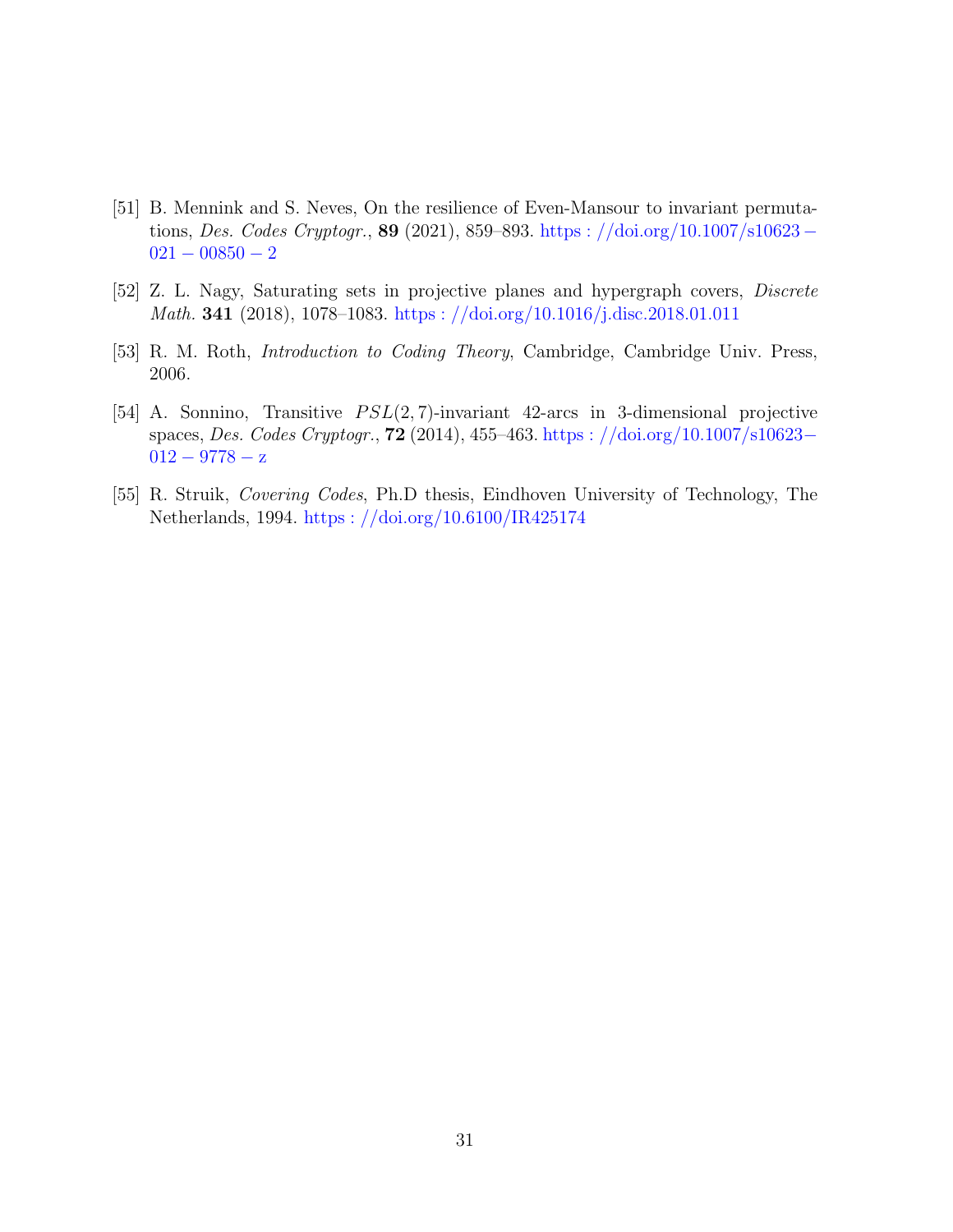[51] B. Mennink and S. Neves, On the resilience of Even-Mansour to invariant permutations, *Des. Codes Cryptogr.*, **89** (2021), 859–893. https://doi.org/10.1007/s10623-021-00850-2

[52] Z. L. Nagy, Saturating sets in projective planes and hypergraph covers, *Discrete Math.* **341** (2018), 1078–1083. https://doi.org/10.1016/j.disc.2018.01.011

[53] R. M. Roth, *Introduction to Coding Theory*, Cambridge, Cambridge Univ. Press, 2006.

[54] A. Sonnino, Transitive $PSL(2, 7)$-invariant 42-arcs in 3-dimensional projective spaces, *Des. Codes Cryptogr.*, **72** (2014), 455–463. https://doi.org/10.1007/s10623-012-9778-z

[55] R. Struik, *Covering Codes*, Ph.D thesis, Eindhoven University of Technology, The Netherlands, 1994. https://doi.org/10.6100/IR425174